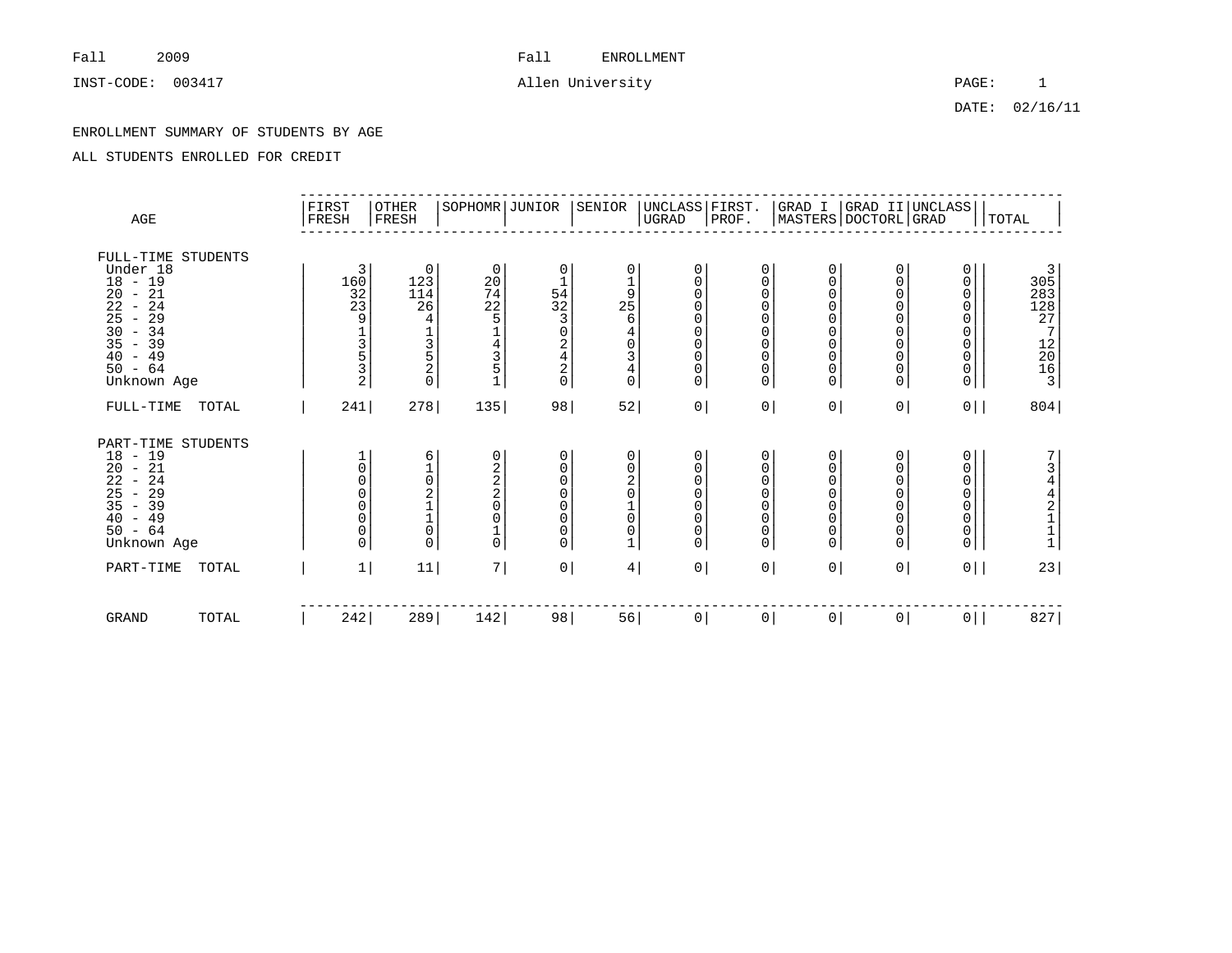Fall 2009 — Fall ENROLLMENT

INST-CODE: 003417 — Allen University

DATE: 02/16/11

ENROLLMENT SUMMARY OF STUDENTS BY AGE

ALL STUDENTS ENROLLED FOR CREDIT

| AGE | FIRST FRESH | OTHER FRESH | SOPHOMR | JUNIOR | SENIOR | UNCLASS UGRAD | FIRST. PROF. | GRAD I MASTERS | GRAD II DOCTORL | UNCLASS GRAD | TOTAL |
|---|---|---|---|---|---|---|---|---|---|---|---|
| **FULL-TIME STUDENTS** | | | | | | | | | | | |
| Under 18 | 3 | 0 | 0 | 0 | 0 | 0 | 0 | 0 | 0 | 0 | 3 |
| 18 - 19 | 160 | 123 | 20 | 1 | 1 | 0 | 0 | 0 | 0 | 0 | 305 |
| 20 - 21 | 32 | 114 | 74 | 54 | 9 | 0 | 0 | 0 | 0 | 0 | 283 |
| 22 - 24 | 23 | 26 | 22 | 32 | 25 | 0 | 0 | 0 | 0 | 0 | 128 |
| 25 - 29 | 9 | 4 | 5 | 3 | 6 | 0 | 0 | 0 | 0 | 0 | 27 |
| 30 - 34 | 1 | 1 | 1 | 0 | 4 | 0 | 0 | 0 | 0 | 0 | 7 |
| 35 - 39 | 3 | 3 | 4 | 2 | 0 | 0 | 0 | 0 | 0 | 0 | 12 |
| 40 - 49 | 5 | 5 | 3 | 4 | 3 | 0 | 0 | 0 | 0 | 0 | 20 |
| 50 - 64 | 3 | 2 | 5 | 2 | 4 | 0 | 0 | 0 | 0 | 0 | 16 |
| Unknown Age | 2 | 0 | 1 | 0 | 0 | 0 | 0 | 0 | 0 | 0 | 3 |
| FULL-TIME TOTAL | 241 | 278 | 135 | 98 | 52 | 0 | 0 | 0 | 0 | 0 | 804 |
| **PART-TIME STUDENTS** | | | | | | | | | | | |
| 18 - 19 | 1 | 6 | 0 | 0 | 0 | 0 | 0 | 0 | 0 | 0 | 7 |
| 20 - 21 | 0 | 1 | 2 | 0 | 0 | 0 | 0 | 0 | 0 | 0 | 3 |
| 22 - 24 | 0 | 0 | 2 | 0 | 2 | 0 | 0 | 0 | 0 | 0 | 4 |
| 25 - 29 | 0 | 2 | 2 | 0 | 0 | 0 | 0 | 0 | 0 | 0 | 4 |
| 35 - 39 | 0 | 1 | 0 | 0 | 1 | 0 | 0 | 0 | 0 | 0 | 2 |
| 40 - 49 | 0 | 1 | 0 | 0 | 0 | 0 | 0 | 0 | 0 | 0 | 1 |
| 50 - 64 | 0 | 0 | 1 | 0 | 0 | 0 | 0 | 0 | 0 | 0 | 1 |
| Unknown Age | 0 | 0 | 0 | 0 | 1 | 0 | 0 | 0 | 0 | 0 | 1 |
| PART-TIME TOTAL | 1 | 11 | 7 | 0 | 4 | 0 | 0 | 0 | 0 | 0 | 23 |
| GRAND TOTAL | 242 | 289 | 142 | 98 | 56 | 0 | 0 | 0 | 0 | 0 | 827 |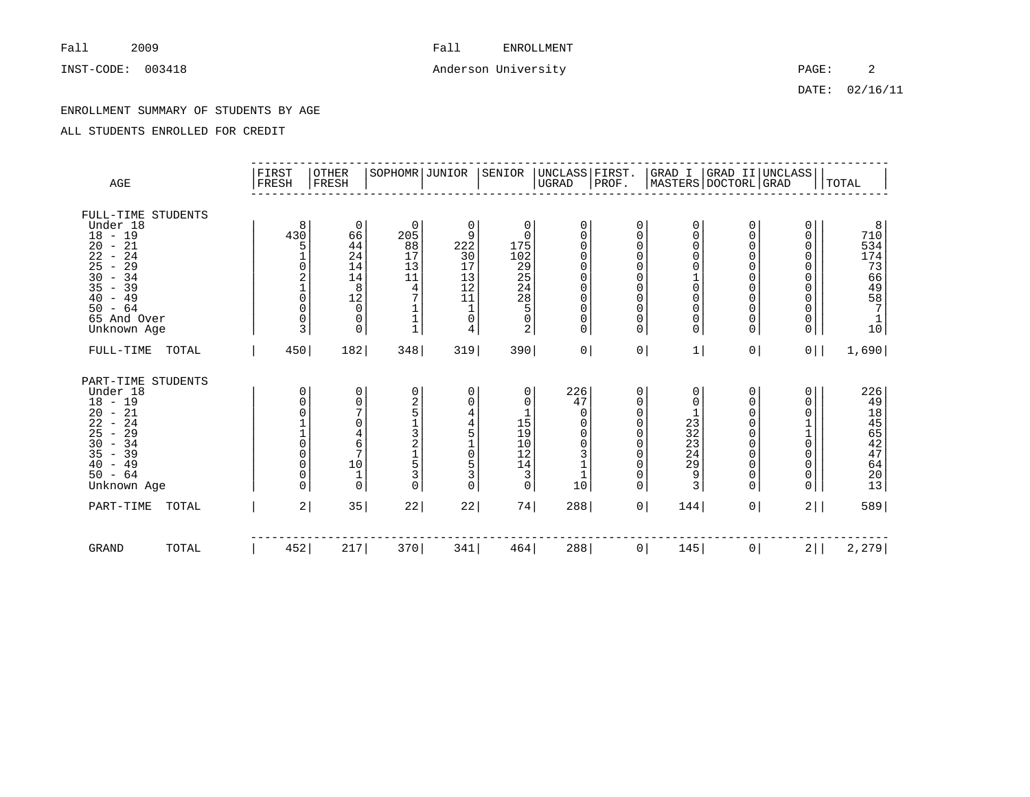Fall 2009 Fall ENROLLMENT

INST-CODE: 003418 Anderson University

DATE: 02/16/11

ENROLLMENT SUMMARY OF STUDENTS BY AGE

ALL STUDENTS ENROLLED FOR CREDIT

| AGE | FIRST FRESH | OTHER FRESH | SOPHOMR | JUNIOR | SENIOR | UNCLASS UGRAD | FIRST. PROF. | GRAD I MASTERS | GRAD II DOCTORL | UNCLASS GRAD | TOTAL |
|---|---|---|---|---|---|---|---|---|---|---|---|
| **FULL-TIME STUDENTS** | | | | | | | | | | | |
| Under 18 | 8 | 0 | 0 | 0 | 0 | 0 | 0 | 0 | 0 | 0 | 8 |
| 18 - 19 | 430 | 66 | 205 | 9 | 0 | 0 | 0 | 0 | 0 | 0 | 710 |
| 20 - 21 | 5 | 44 | 88 | 222 | 175 | 0 | 0 | 0 | 0 | 0 | 534 |
| 22 - 24 | 1 | 24 | 17 | 30 | 102 | 0 | 0 | 0 | 0 | 0 | 174 |
| 25 - 29 | 0 | 14 | 13 | 17 | 29 | 0 | 0 | 0 | 0 | 0 | 73 |
| 30 - 34 | 2 | 14 | 11 | 13 | 25 | 0 | 0 | 1 | 0 | 0 | 66 |
| 35 - 39 | 1 | 8 | 4 | 12 | 24 | 0 | 0 | 0 | 0 | 0 | 49 |
| 40 - 49 | 0 | 12 | 7 | 11 | 28 | 0 | 0 | 0 | 0 | 0 | 58 |
| 50 - 64 | 0 | 0 | 1 | 1 | 5 | 0 | 0 | 0 | 0 | 0 | 7 |
| 65 And Over | 0 | 0 | 1 | 0 | 0 | 0 | 0 | 0 | 0 | 0 | 1 |
| Unknown Age | 3 | 0 | 1 | 4 | 2 | 0 | 0 | 0 | 0 | 0 | 10 |
| FULL-TIME TOTAL | 450 | 182 | 348 | 319 | 390 | 0 | 0 | 1 | 0 | 0 | 1,690 |
| **PART-TIME STUDENTS** | | | | | | | | | | | |
| Under 18 | 0 | 0 | 0 | 0 | 0 | 226 | 0 | 0 | 0 | 0 | 226 |
| 18 - 19 | 0 | 0 | 2 | 0 | 0 | 47 | 0 | 0 | 0 | 0 | 49 |
| 20 - 21 | 0 | 7 | 5 | 4 | 1 | 0 | 0 | 1 | 0 | 0 | 18 |
| 22 - 24 | 1 | 0 | 1 | 4 | 15 | 0 | 0 | 23 | 0 | 1 | 45 |
| 25 - 29 | 1 | 4 | 3 | 5 | 19 | 0 | 0 | 32 | 0 | 1 | 65 |
| 30 - 34 | 0 | 6 | 2 | 1 | 10 | 0 | 0 | 23 | 0 | 0 | 42 |
| 35 - 39 | 0 | 7 | 1 | 0 | 12 | 3 | 0 | 24 | 0 | 0 | 47 |
| 40 - 49 | 0 | 10 | 5 | 5 | 14 | 1 | 0 | 29 | 0 | 0 | 64 |
| 50 - 64 | 0 | 1 | 3 | 3 | 3 | 1 | 0 | 9 | 0 | 0 | 20 |
| Unknown Age | 0 | 0 | 0 | 0 | 0 | 10 | 0 | 3 | 0 | 0 | 13 |
| PART-TIME TOTAL | 2 | 35 | 22 | 22 | 74 | 288 | 0 | 144 | 0 | 2 | 589 |
| GRAND TOTAL | 452 | 217 | 370 | 341 | 464 | 288 | 0 | 145 | 0 | 2 | 2,279 |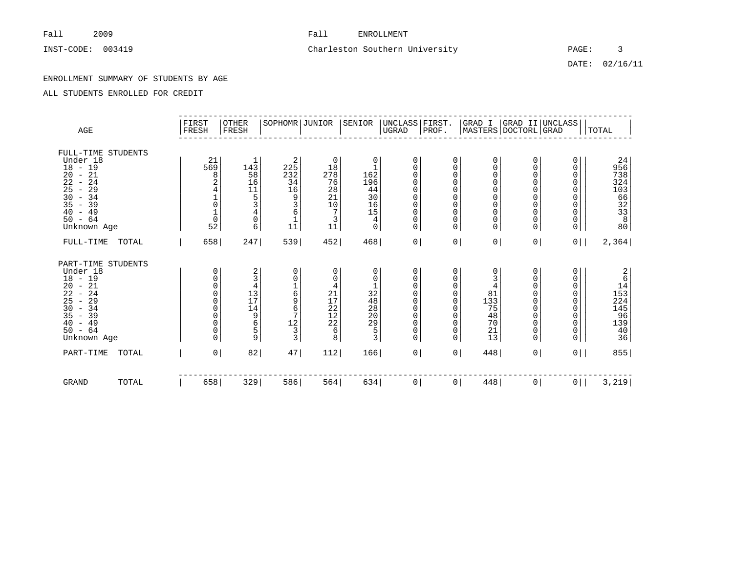Fall 2009 Fall ENROLLMENT

INST-CODE: 003419 Charleston Southern University

DATE: 02/16/11

ENROLLMENT SUMMARY OF STUDENTS BY AGE

ALL STUDENTS ENROLLED FOR CREDIT

| AGE | FIRST FRESH | OTHER FRESH | SOPHOMR | JUNIOR | SENIOR | UNCLASS UGRAD | FIRST. PROF. | GRAD I MASTERS | GRAD II DOCTORL | UNCLASS GRAD | TOTAL |
|---|---|---|---|---|---|---|---|---|---|---|---|
| FULL-TIME STUDENTS | | | | | | | | | | | |
| Under 18 | 21 | 1 | 2 | 0 | 0 | 0 | 0 | 0 | 0 | 0 | 24 |
| 18 - 19 | 569 | 143 | 225 | 18 | 1 | 0 | 0 | 0 | 0 | 0 | 956 |
| 20 - 21 | 8 | 58 | 232 | 278 | 162 | 0 | 0 | 0 | 0 | 0 | 738 |
| 22 - 24 | 2 | 16 | 34 | 76 | 196 | 0 | 0 | 0 | 0 | 0 | 324 |
| 25 - 29 | 4 | 11 | 16 | 28 | 44 | 0 | 0 | 0 | 0 | 0 | 103 |
| 30 - 34 | 1 | 5 | 9 | 21 | 30 | 0 | 0 | 0 | 0 | 0 | 66 |
| 35 - 39 | 0 | 3 | 3 | 10 | 16 | 0 | 0 | 0 | 0 | 0 | 32 |
| 40 - 49 | 1 | 4 | 6 | 7 | 15 | 0 | 0 | 0 | 0 | 0 | 33 |
| 50 - 64 | 0 | 0 | 1 | 3 | 4 | 0 | 0 | 0 | 0 | 0 | 8 |
| Unknown Age | 52 | 6 | 11 | 11 | 0 | 0 | 0 | 0 | 0 | 0 | 80 |
| FULL-TIME TOTAL | 658 | 247 | 539 | 452 | 468 | 0 | 0 | 0 | 0 | 0 | 2,364 |
| PART-TIME STUDENTS | | | | | | | | | | | |
| Under 18 | 0 | 2 | 0 | 0 | 0 | 0 | 0 | 0 | 0 | 0 | 2 |
| 18 - 19 | 0 | 3 | 0 | 0 | 0 | 0 | 0 | 3 | 0 | 0 | 6 |
| 20 - 21 | 0 | 4 | 1 | 4 | 1 | 0 | 0 | 4 | 0 | 0 | 14 |
| 22 - 24 | 0 | 13 | 6 | 21 | 32 | 0 | 0 | 81 | 0 | 0 | 153 |
| 25 - 29 | 0 | 17 | 9 | 17 | 48 | 0 | 0 | 133 | 0 | 0 | 224 |
| 30 - 34 | 0 | 14 | 6 | 22 | 28 | 0 | 0 | 75 | 0 | 0 | 145 |
| 35 - 39 | 0 | 9 | 7 | 12 | 20 | 0 | 0 | 48 | 0 | 0 | 96 |
| 40 - 49 | 0 | 6 | 12 | 22 | 29 | 0 | 0 | 70 | 0 | 0 | 139 |
| 50 - 64 | 0 | 5 | 3 | 6 | 5 | 0 | 0 | 21 | 0 | 0 | 40 |
| Unknown Age | 0 | 9 | 3 | 8 | 3 | 0 | 0 | 13 | 0 | 0 | 36 |
| PART-TIME TOTAL | 0 | 82 | 47 | 112 | 166 | 0 | 0 | 448 | 0 | 0 | 855 |
| GRAND TOTAL | 658 | 329 | 586 | 564 | 634 | 0 | 0 | 448 | 0 | 0 | 3,219 |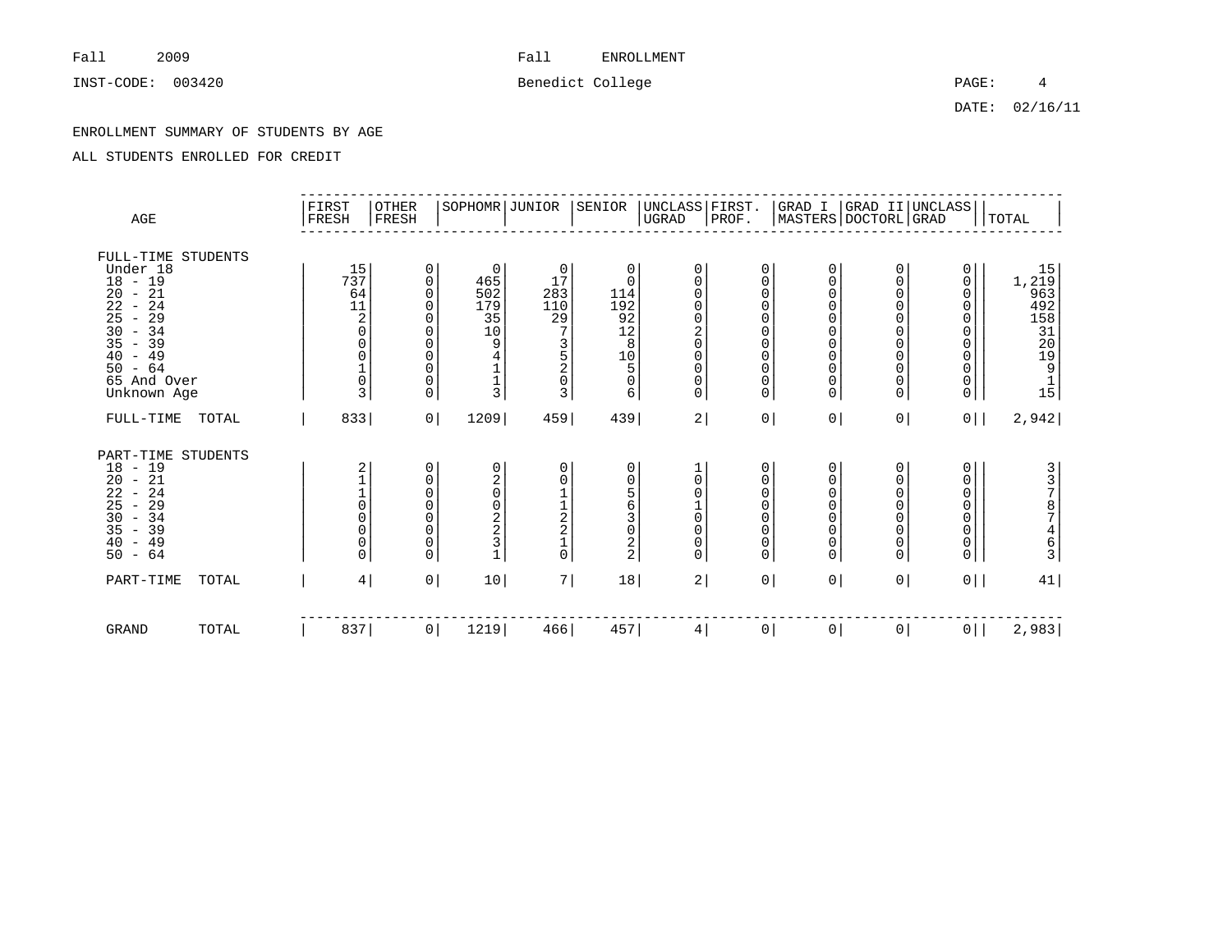Fall 2009 Fall ENROLLMENT

INST-CODE: 003420 Benedict College

DATE: 02/16/11

ENROLLMENT SUMMARY OF STUDENTS BY AGE

ALL STUDENTS ENROLLED FOR CREDIT

| AGE | FIRST FRESH | OTHER FRESH | SOPHOMR | JUNIOR | SENIOR | UNCLASS UGRAD | FIRST. PROF. | GRAD I MASTERS | GRAD II DOCTORL | UNCLASS GRAD | TOTAL |
|---|---|---|---|---|---|---|---|---|---|---|---|
| FULL-TIME STUDENTS | | | | | | | | | | | |
| Under 18 | 15 | 0 | 0 | 0 | 0 | 0 | 0 | 0 | 0 | 0 | 15 |
| 18 - 19 | 737 | 0 | 465 | 17 | 0 | 0 | 0 | 0 | 0 | 0 | 1,219 |
| 20 - 21 | 64 | 0 | 502 | 283 | 114 | 0 | 0 | 0 | 0 | 0 | 963 |
| 22 - 24 | 11 | 0 | 179 | 110 | 192 | 0 | 0 | 0 | 0 | 0 | 492 |
| 25 - 29 | 2 | 0 | 35 | 29 | 92 | 0 | 0 | 0 | 0 | 0 | 158 |
| 30 - 34 | 0 | 0 | 10 | 7 | 12 | 2 | 0 | 0 | 0 | 0 | 31 |
| 35 - 39 | 0 | 0 | 9 | 3 | 8 | 0 | 0 | 0 | 0 | 0 | 20 |
| 40 - 49 | 0 | 0 | 4 | 5 | 10 | 0 | 0 | 0 | 0 | 0 | 19 |
| 50 - 64 | 1 | 0 | 1 | 2 | 5 | 0 | 0 | 0 | 0 | 0 | 9 |
| 65 And Over | 0 | 0 | 1 | 0 | 0 | 0 | 0 | 0 | 0 | 0 | 1 |
| Unknown Age | 3 | 0 | 3 | 3 | 6 | 0 | 0 | 0 | 0 | 0 | 15 |
| FULL-TIME TOTAL | 833 | 0 | 1209 | 459 | 439 | 2 | 0 | 0 | 0 | 0 | 2,942 |
| PART-TIME STUDENTS | | | | | | | | | | | |
| 18 - 19 | 2 | 0 | 0 | 0 | 0 | 1 | 0 | 0 | 0 | 0 | 3 |
| 20 - 21 | 1 | 0 | 2 | 0 | 0 | 0 | 0 | 0 | 0 | 0 | 3 |
| 22 - 24 | 1 | 0 | 0 | 1 | 5 | 0 | 0 | 0 | 0 | 0 | 7 |
| 25 - 29 | 0 | 0 | 0 | 1 | 6 | 1 | 0 | 0 | 0 | 0 | 8 |
| 30 - 34 | 0 | 0 | 2 | 2 | 3 | 0 | 0 | 0 | 0 | 0 | 7 |
| 35 - 39 | 0 | 0 | 2 | 2 | 0 | 0 | 0 | 0 | 0 | 0 | 4 |
| 40 - 49 | 0 | 0 | 3 | 1 | 2 | 0 | 0 | 0 | 0 | 0 | 6 |
| 50 - 64 | 0 | 0 | 1 | 0 | 2 | 0 | 0 | 0 | 0 | 0 | 3 |
| PART-TIME TOTAL | 4 | 0 | 10 | 7 | 18 | 2 | 0 | 0 | 0 | 0 | 41 |
| GRAND TOTAL | 837 | 0 | 1219 | 466 | 457 | 4 | 0 | 0 | 0 | 0 | 2,983 |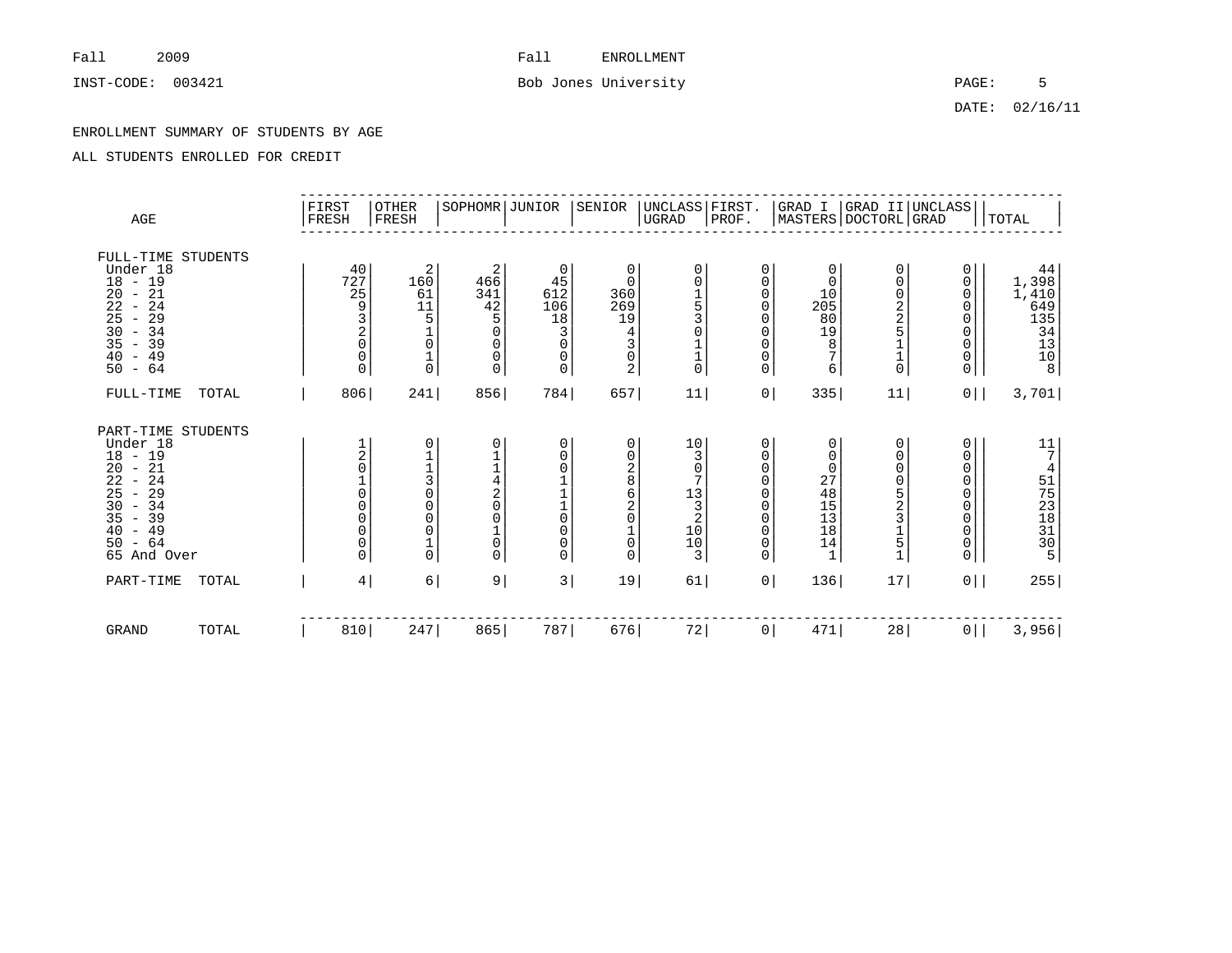Fall 2009 Fall ENROLLMENT

INST-CODE: 003421 Bob Jones University

DATE: 02/16/11

ENROLLMENT SUMMARY OF STUDENTS BY AGE

ALL STUDENTS ENROLLED FOR CREDIT

| AGE | FIRST FRESH | OTHER FRESH | SOPHOMR | JUNIOR | SENIOR | UNCLASS UGRAD | FIRST. PROF. | GRAD I MASTERS | GRAD II DOCTORL | UNCLASS GRAD | TOTAL |
|---|---|---|---|---|---|---|---|---|---|---|---|
| **FULL-TIME STUDENTS** | | | | | | | | | | | |
| Under 18 | 40 | 2 | 2 | 0 | 0 | 0 | 0 | 0 | 0 | 0 | 44 |
| 18 - 19 | 727 | 160 | 466 | 45 | 0 | 0 | 0 | 0 | 0 | 0 | 1,398 |
| 20 - 21 | 25 | 61 | 341 | 612 | 360 | 1 | 0 | 10 | 0 | 0 | 1,410 |
| 22 - 24 | 9 | 11 | 42 | 106 | 269 | 5 | 0 | 205 | 2 | 0 | 649 |
| 25 - 29 | 3 | 5 | 5 | 18 | 19 | 3 | 0 | 80 | 2 | 0 | 135 |
| 30 - 34 | 2 | 1 | 0 | 3 | 4 | 0 | 0 | 19 | 5 | 0 | 34 |
| 35 - 39 | 0 | 0 | 0 | 0 | 3 | 1 | 0 | 8 | 1 | 0 | 13 |
| 40 - 49 | 0 | 1 | 0 | 0 | 0 | 1 | 0 | 7 | 1 | 0 | 10 |
| 50 - 64 | 0 | 0 | 0 | 0 | 2 | 0 | 0 | 6 | 0 | 0 | 8 |
| FULL-TIME TOTAL | 806 | 241 | 856 | 784 | 657 | 11 | 0 | 335 | 11 | 0 | 3,701 |
| **PART-TIME STUDENTS** | | | | | | | | | | | |
| Under 18 | 1 | 0 | 0 | 0 | 0 | 10 | 0 | 0 | 0 | 0 | 11 |
| 18 - 19 | 2 | 1 | 1 | 0 | 0 | 3 | 0 | 0 | 0 | 0 | 7 |
| 20 - 21 | 0 | 1 | 1 | 0 | 2 | 0 | 0 | 0 | 0 | 0 | 4 |
| 22 - 24 | 1 | 3 | 4 | 1 | 8 | 7 | 0 | 27 | 0 | 0 | 51 |
| 25 - 29 | 0 | 0 | 2 | 1 | 6 | 13 | 0 | 48 | 5 | 0 | 75 |
| 30 - 34 | 0 | 0 | 0 | 1 | 2 | 3 | 0 | 15 | 2 | 0 | 23 |
| 35 - 39 | 0 | 0 | 0 | 0 | 0 | 2 | 0 | 13 | 3 | 0 | 18 |
| 40 - 49 | 0 | 0 | 1 | 0 | 1 | 10 | 0 | 18 | 1 | 0 | 31 |
| 50 - 64 | 0 | 1 | 0 | 0 | 0 | 10 | 0 | 14 | 5 | 0 | 30 |
| 65 And Over | 0 | 0 | 0 | 0 | 0 | 3 | 0 | 1 | 1 | 0 | 5 |
| PART-TIME TOTAL | 4 | 6 | 9 | 3 | 19 | 61 | 0 | 136 | 17 | 0 | 255 |
| GRAND TOTAL | 810 | 247 | 865 | 787 | 676 | 72 | 0 | 471 | 28 | 0 | 3,956 |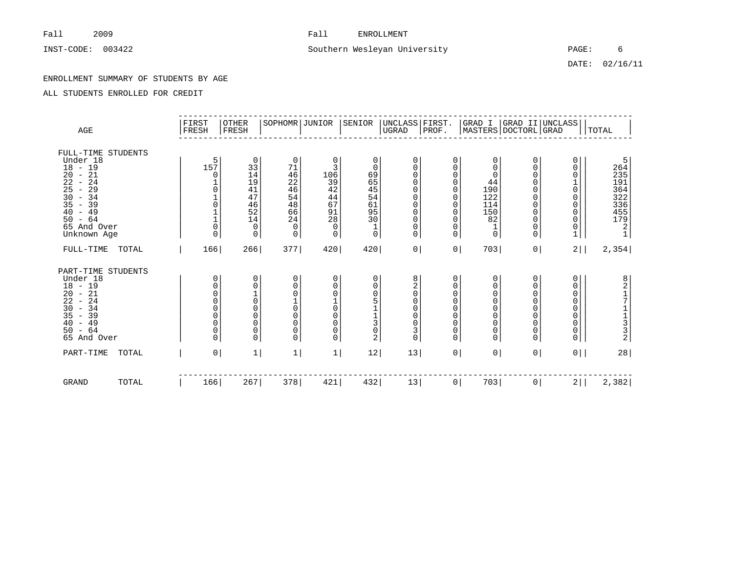Fall 2009 Fall ENROLLMENT

INST-CODE: 003422 Southern Wesleyan University

DATE: 02/16/11

ENROLLMENT SUMMARY OF STUDENTS BY AGE

ALL STUDENTS ENROLLED FOR CREDIT

| AGE | FIRST FRESH | OTHER FRESH | SOPHOMR | JUNIOR | SENIOR | UNCLASS UGRAD | FIRST. PROF. | GRAD I MASTERS | GRAD II DOCTORL | UNCLASS GRAD | TOTAL |
|---|---|---|---|---|---|---|---|---|---|---|---|
| **FULL-TIME STUDENTS** | | | | | | | | | | | |
| Under 18 | 5 | 0 | 0 | 0 | 0 | 0 | 0 | 0 | 0 | 0 | 5 |
| 18 - 19 | 157 | 33 | 71 | 3 | 0 | 0 | 0 | 0 | 0 | 0 | 264 |
| 20 - 21 | 0 | 14 | 46 | 106 | 69 | 0 | 0 | 0 | 0 | 0 | 235 |
| 22 - 24 | 1 | 19 | 22 | 39 | 65 | 0 | 0 | 44 | 0 | 1 | 191 |
| 25 - 29 | 0 | 41 | 46 | 42 | 45 | 0 | 0 | 190 | 0 | 0 | 364 |
| 30 - 34 | 1 | 47 | 54 | 44 | 54 | 0 | 0 | 122 | 0 | 0 | 322 |
| 35 - 39 | 0 | 46 | 48 | 67 | 61 | 0 | 0 | 114 | 0 | 0 | 336 |
| 40 - 49 | 1 | 52 | 66 | 91 | 95 | 0 | 0 | 150 | 0 | 0 | 455 |
| 50 - 64 | 1 | 14 | 24 | 28 | 30 | 0 | 0 | 82 | 0 | 0 | 179 |
| 65 And Over | 0 | 0 | 0 | 0 | 1 | 0 | 0 | 1 | 0 | 0 | 2 |
| Unknown Age | 0 | 0 | 0 | 0 | 0 | 0 | 0 | 0 | 0 | 1 | 1 |
| FULL-TIME TOTAL | 166 | 266 | 377 | 420 | 420 | 0 | 0 | 703 | 0 | 2 | 2,354 |
| **PART-TIME STUDENTS** | | | | | | | | | | | |
| Under 18 | 0 | 0 | 0 | 0 | 0 | 8 | 0 | 0 | 0 | 0 | 8 |
| 18 - 19 | 0 | 0 | 0 | 0 | 0 | 2 | 0 | 0 | 0 | 0 | 2 |
| 20 - 21 | 0 | 1 | 0 | 0 | 0 | 0 | 0 | 0 | 0 | 0 | 1 |
| 22 - 24 | 0 | 0 | 1 | 1 | 5 | 0 | 0 | 0 | 0 | 0 | 7 |
| 30 - 34 | 0 | 0 | 0 | 0 | 1 | 0 | 0 | 0 | 0 | 0 | 1 |
| 35 - 39 | 0 | 0 | 0 | 0 | 1 | 0 | 0 | 0 | 0 | 0 | 1 |
| 40 - 49 | 0 | 0 | 0 | 0 | 3 | 0 | 0 | 0 | 0 | 0 | 3 |
| 50 - 64 | 0 | 0 | 0 | 0 | 0 | 3 | 0 | 0 | 0 | 0 | 3 |
| 65 And Over | 0 | 0 | 0 | 0 | 2 | 0 | 0 | 0 | 0 | 0 | 2 |
| PART-TIME TOTAL | 0 | 1 | 1 | 1 | 12 | 13 | 0 | 0 | 0 | 0 | 28 |
| GRAND TOTAL | 166 | 267 | 378 | 421 | 432 | 13 | 0 | 703 | 0 | 2 | 2,382 |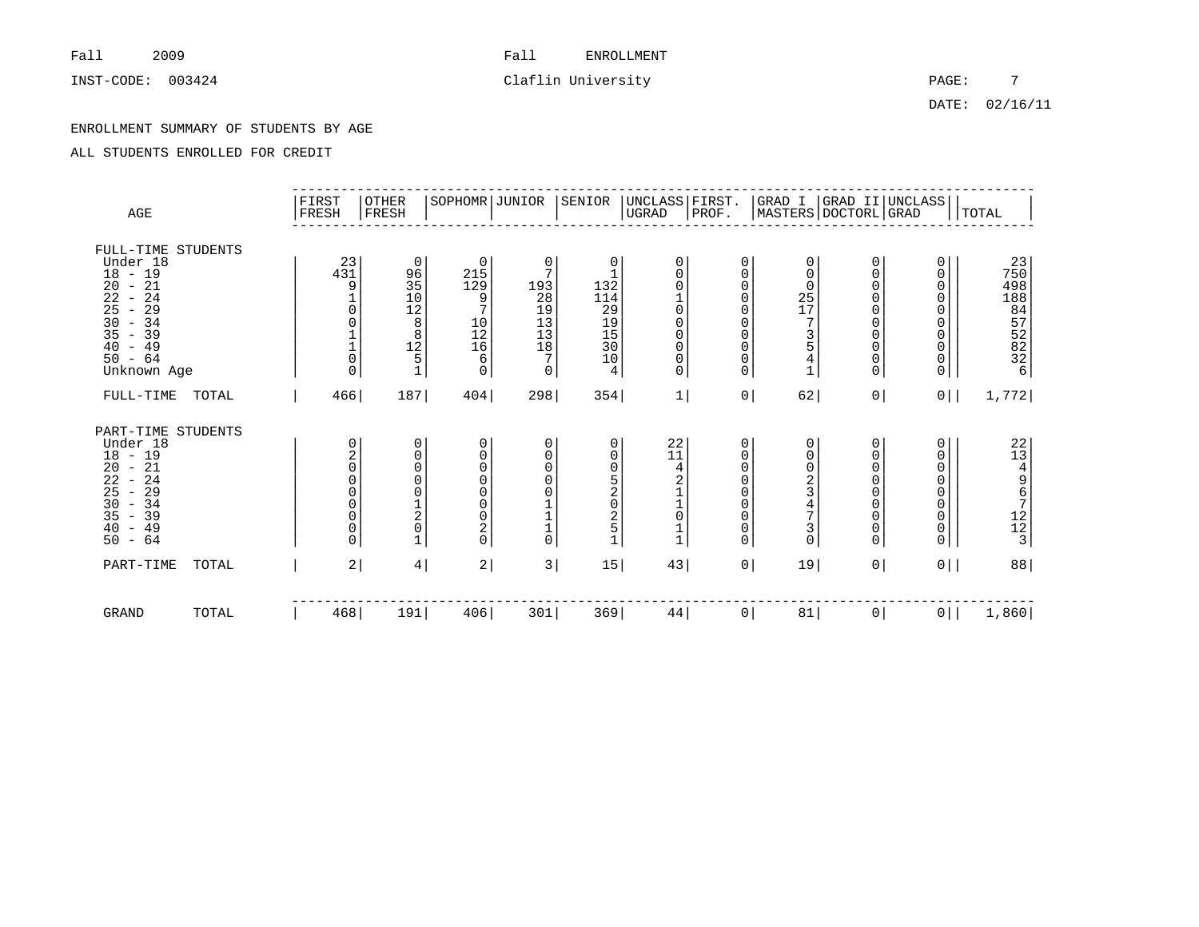Fall 2009 Fall ENROLLMENT

INST-CODE: 003424 Claflin University

DATE: 02/16/11

ENROLLMENT SUMMARY OF STUDENTS BY AGE

ALL STUDENTS ENROLLED FOR CREDIT

| AGE | FIRST FRESH | OTHER FRESH | SOPHOMR | JUNIOR | SENIOR | UNCLASS UGRAD | FIRST. PROF. | GRAD I MASTERS | GRAD II DOCTORL | UNCLASS GRAD | TOTAL |
|---|---|---|---|---|---|---|---|---|---|---|---|
| FULL-TIME STUDENTS | | | | | | | | | | | |
| Under 18 | 23 | 0 | 0 | 0 | 0 | 0 | 0 | 0 | 0 | 0 | 23 |
| 18 - 19 | 431 | 96 | 215 | 7 | 1 | 0 | 0 | 0 | 0 | 0 | 750 |
| 20 - 21 | 9 | 35 | 129 | 193 | 132 | 0 | 0 | 0 | 0 | 0 | 498 |
| 22 - 24 | 1 | 10 | 9 | 28 | 114 | 1 | 0 | 25 | 0 | 0 | 188 |
| 25 - 29 | 0 | 12 | 7 | 19 | 29 | 0 | 0 | 17 | 0 | 0 | 84 |
| 30 - 34 | 0 | 8 | 10 | 13 | 19 | 0 | 0 | 7 | 0 | 0 | 57 |
| 35 - 39 | 1 | 8 | 12 | 13 | 15 | 0 | 0 | 3 | 0 | 0 | 52 |
| 40 - 49 | 1 | 12 | 16 | 18 | 30 | 0 | 0 | 5 | 0 | 0 | 82 |
| 50 - 64 | 0 | 5 | 6 | 7 | 10 | 0 | 0 | 4 | 0 | 0 | 32 |
| Unknown Age | 0 | 1 | 0 | 0 | 4 | 0 | 0 | 1 | 0 | 0 | 6 |
| FULL-TIME TOTAL | 466 | 187 | 404 | 298 | 354 | 1 | 0 | 62 | 0 | 0 | 1,772 |
| PART-TIME STUDENTS | | | | | | | | | | | |
| Under 18 | 0 | 0 | 0 | 0 | 0 | 22 | 0 | 0 | 0 | 0 | 22 |
| 18 - 19 | 2 | 0 | 0 | 0 | 0 | 11 | 0 | 0 | 0 | 0 | 13 |
| 20 - 21 | 0 | 0 | 0 | 0 | 0 | 4 | 0 | 0 | 0 | 0 | 4 |
| 22 - 24 | 0 | 0 | 0 | 0 | 5 | 2 | 0 | 2 | 0 | 0 | 9 |
| 25 - 29 | 0 | 0 | 0 | 0 | 2 | 1 | 0 | 3 | 0 | 0 | 6 |
| 30 - 34 | 0 | 1 | 0 | 1 | 0 | 1 | 0 | 4 | 0 | 0 | 7 |
| 35 - 39 | 0 | 2 | 0 | 1 | 2 | 0 | 0 | 7 | 0 | 0 | 12 |
| 40 - 49 | 0 | 0 | 2 | 1 | 5 | 1 | 0 | 3 | 0 | 0 | 12 |
| 50 - 64 | 0 | 1 | 0 | 0 | 1 | 1 | 0 | 0 | 0 | 0 | 3 |
| PART-TIME TOTAL | 2 | 4 | 2 | 3 | 15 | 43 | 0 | 19 | 0 | 0 | 88 |
| GRAND TOTAL | 468 | 191 | 406 | 301 | 369 | 44 | 0 | 81 | 0 | 0 | 1,860 |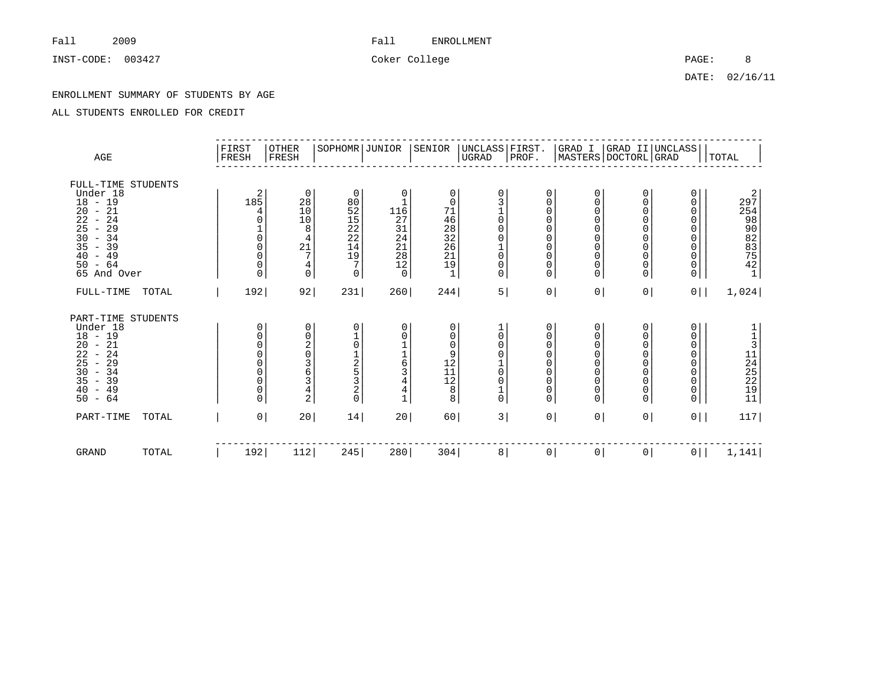Fall 2009 Fall ENROLLMENT

INST-CODE: 003427 Coker College

DATE: 02/16/11

ENROLLMENT SUMMARY OF STUDENTS BY AGE

ALL STUDENTS ENROLLED FOR CREDIT

| AGE | FIRST FRESH | OTHER FRESH | SOPHOMR | JUNIOR | SENIOR | UNCLASS UGRAD | FIRST. PROF. | GRAD I MASTERS | GRAD II DOCTORL | UNCLASS GRAD | TOTAL |
|---|---|---|---|---|---|---|---|---|---|---|---|
| FULL-TIME STUDENTS | | | | | | | | | | | |
| Under 18 | 2 | 0 | 0 | 0 | 0 | 0 | 0 | 0 | 0 | 0 | 2 |
| 18 - 19 | 185 | 28 | 80 | 1 | 0 | 3 | 0 | 0 | 0 | 0 | 297 |
| 20 - 21 | 4 | 10 | 52 | 116 | 71 | 1 | 0 | 0 | 0 | 0 | 254 |
| 22 - 24 | 0 | 10 | 15 | 27 | 46 | 0 | 0 | 0 | 0 | 0 | 98 |
| 25 - 29 | 1 | 8 | 22 | 31 | 28 | 0 | 0 | 0 | 0 | 0 | 90 |
| 30 - 34 | 0 | 4 | 22 | 24 | 32 | 0 | 0 | 0 | 0 | 0 | 82 |
| 35 - 39 | 0 | 21 | 14 | 21 | 26 | 1 | 0 | 0 | 0 | 0 | 83 |
| 40 - 49 | 0 | 7 | 19 | 28 | 21 | 0 | 0 | 0 | 0 | 0 | 75 |
| 50 - 64 | 0 | 4 | 7 | 12 | 19 | 0 | 0 | 0 | 0 | 0 | 42 |
| 65 And Over | 0 | 0 | 0 | 0 | 1 | 0 | 0 | 0 | 0 | 0 | 1 |
| FULL-TIME TOTAL | 192 | 92 | 231 | 260 | 244 | 5 | 0 | 0 | 0 | 0 | 1,024 |
| PART-TIME STUDENTS | | | | | | | | | | | |
| Under 18 | 0 | 0 | 0 | 0 | 0 | 1 | 0 | 0 | 0 | 0 | 1 |
| 18 - 19 | 0 | 0 | 1 | 0 | 0 | 0 | 0 | 0 | 0 | 0 | 1 |
| 20 - 21 | 0 | 2 | 0 | 1 | 0 | 0 | 0 | 0 | 0 | 0 | 3 |
| 22 - 24 | 0 | 0 | 1 | 1 | 9 | 0 | 0 | 0 | 0 | 0 | 11 |
| 25 - 29 | 0 | 3 | 2 | 6 | 12 | 1 | 0 | 0 | 0 | 0 | 24 |
| 30 - 34 | 0 | 6 | 5 | 3 | 11 | 0 | 0 | 0 | 0 | 0 | 25 |
| 35 - 39 | 0 | 3 | 3 | 4 | 12 | 0 | 0 | 0 | 0 | 0 | 22 |
| 40 - 49 | 0 | 4 | 2 | 4 | 8 | 1 | 0 | 0 | 0 | 0 | 19 |
| 50 - 64 | 0 | 2 | 0 | 1 | 8 | 0 | 0 | 0 | 0 | 0 | 11 |
| PART-TIME TOTAL | 0 | 20 | 14 | 20 | 60 | 3 | 0 | 0 | 0 | 0 | 117 |
| GRAND TOTAL | 192 | 112 | 245 | 280 | 304 | 8 | 0 | 0 | 0 | 0 | 1,141 |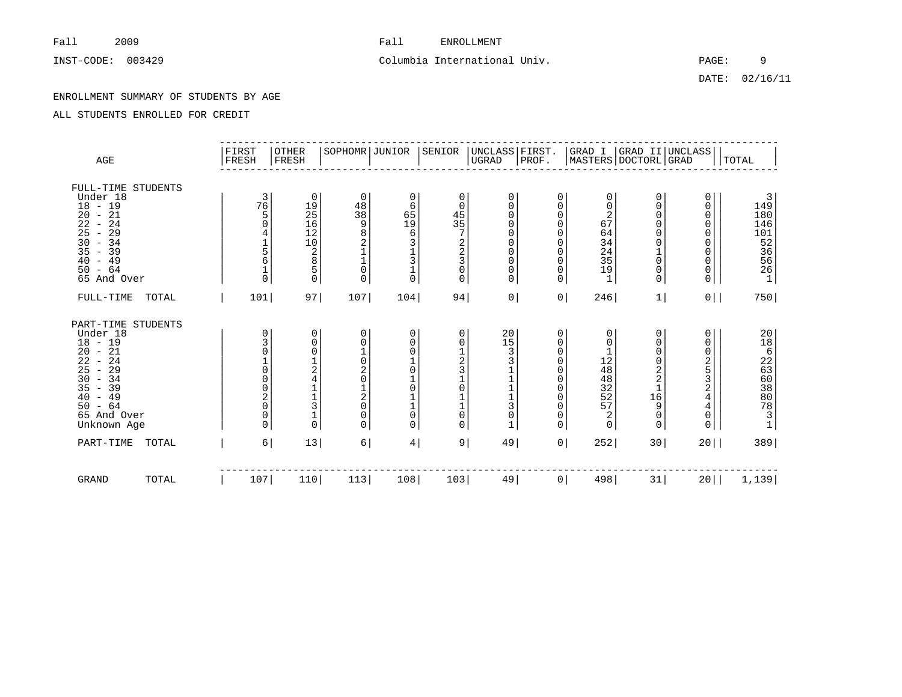Fall 2009 Fall ENROLLMENT

INST-CODE: 003429 Columbia International Univ.

DATE: 02/16/11

ENROLLMENT SUMMARY OF STUDENTS BY AGE

ALL STUDENTS ENROLLED FOR CREDIT

| AGE | FIRST FRESH | OTHER FRESH | SOPHOMR | JUNIOR | SENIOR | UNCLASS UGRAD | FIRST. PROF. | GRAD I MASTERS | GRAD II DOCTORL | UNCLASS GRAD | TOTAL |
|---|---|---|---|---|---|---|---|---|---|---|---|
| **FULL-TIME STUDENTS** | | | | | | | | | | | |
| Under 18 | 3 | 0 | 0 | 0 | 0 | 0 | 0 | 0 | 0 | 0 | 3 |
| 18 - 19 | 76 | 19 | 48 | 6 | 0 | 0 | 0 | 0 | 0 | 0 | 149 |
| 20 - 21 | 5 | 25 | 38 | 65 | 45 | 0 | 0 | 2 | 0 | 0 | 180 |
| 22 - 24 | 0 | 16 | 9 | 19 | 35 | 0 | 0 | 67 | 0 | 0 | 146 |
| 25 - 29 | 4 | 12 | 8 | 6 | 7 | 0 | 0 | 64 | 0 | 0 | 101 |
| 30 - 34 | 1 | 10 | 2 | 3 | 2 | 0 | 0 | 34 | 0 | 0 | 52 |
| 35 - 39 | 5 | 2 | 1 | 1 | 2 | 0 | 0 | 24 | 1 | 0 | 36 |
| 40 - 49 | 6 | 8 | 1 | 3 | 3 | 0 | 0 | 35 | 0 | 0 | 56 |
| 50 - 64 | 1 | 5 | 0 | 1 | 0 | 0 | 0 | 19 | 0 | 0 | 26 |
| 65 And Over | 0 | 0 | 0 | 0 | 0 | 0 | 0 | 1 | 0 | 0 | 1 |
| FULL-TIME TOTAL | 101 | 97 | 107 | 104 | 94 | 0 | 0 | 246 | 1 | 0 | 750 |
| **PART-TIME STUDENTS** | | | | | | | | | | | |
| Under 18 | 0 | 0 | 0 | 0 | 0 | 20 | 0 | 0 | 0 | 0 | 20 |
| 18 - 19 | 3 | 0 | 0 | 0 | 0 | 15 | 0 | 0 | 0 | 0 | 18 |
| 20 - 21 | 0 | 0 | 1 | 0 | 1 | 3 | 0 | 1 | 0 | 0 | 6 |
| 22 - 24 | 1 | 1 | 0 | 1 | 2 | 3 | 0 | 12 | 0 | 2 | 22 |
| 25 - 29 | 0 | 2 | 2 | 0 | 3 | 1 | 0 | 48 | 2 | 5 | 63 |
| 30 - 34 | 0 | 4 | 0 | 1 | 1 | 1 | 0 | 48 | 2 | 3 | 60 |
| 35 - 39 | 0 | 1 | 1 | 0 | 0 | 1 | 0 | 32 | 1 | 2 | 38 |
| 40 - 49 | 2 | 1 | 2 | 1 | 1 | 1 | 0 | 52 | 16 | 4 | 80 |
| 50 - 64 | 0 | 3 | 0 | 1 | 1 | 3 | 0 | 57 | 9 | 4 | 78 |
| 65 And Over | 0 | 1 | 0 | 0 | 0 | 0 | 0 | 2 | 0 | 0 | 3 |
| Unknown Age | 0 | 0 | 0 | 0 | 0 | 1 | 0 | 0 | 0 | 0 | 1 |
| PART-TIME TOTAL | 6 | 13 | 6 | 4 | 9 | 49 | 0 | 252 | 30 | 20 | 389 |
| GRAND TOTAL | 107 | 110 | 113 | 108 | 103 | 49 | 0 | 498 | 31 | 20 | 1,139 |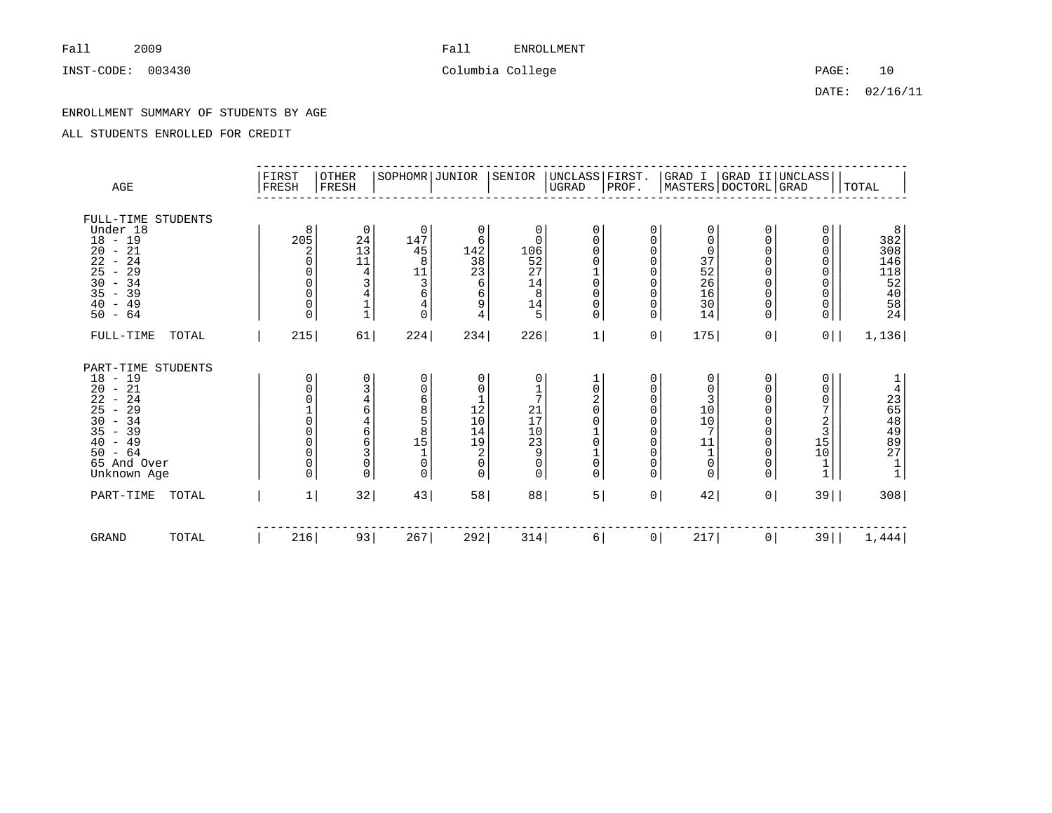Fall 2009 Fall ENROLLMENT

INST-CODE: 003430 Columbia College

DATE: 02/16/11

ENROLLMENT SUMMARY OF STUDENTS BY AGE

ALL STUDENTS ENROLLED FOR CREDIT

| AGE | FIRST FRESH | OTHER FRESH | SOPHOMR | JUNIOR | SENIOR | UNCLASS UGRAD | FIRST. PROF. | GRAD I MASTERS | GRAD II DOCTORL | UNCLASS GRAD | TOTAL |
|---|---|---|---|---|---|---|---|---|---|---|---|
| FULL-TIME STUDENTS | | | | | | | | | | | |
| Under 18 | 8 | 0 | 0 | 0 | 0 | 0 | 0 | 0 | 0 | 0 | 8 |
| 18 - 19 | 205 | 24 | 147 | 6 | 0 | 0 | 0 | 0 | 0 | 0 | 382 |
| 20 - 21 | 2 | 13 | 45 | 142 | 106 | 0 | 0 | 0 | 0 | 0 | 308 |
| 22 - 24 | 0 | 11 | 8 | 38 | 52 | 0 | 0 | 37 | 0 | 0 | 146 |
| 25 - 29 | 0 | 4 | 11 | 23 | 27 | 1 | 0 | 52 | 0 | 0 | 118 |
| 30 - 34 | 0 | 3 | 3 | 6 | 14 | 0 | 0 | 26 | 0 | 0 | 52 |
| 35 - 39 | 0 | 4 | 6 | 6 | 8 | 0 | 0 | 16 | 0 | 0 | 40 |
| 40 - 49 | 0 | 1 | 4 | 9 | 14 | 0 | 0 | 30 | 0 | 0 | 58 |
| 50 - 64 | 0 | 1 | 0 | 4 | 5 | 0 | 0 | 14 | 0 | 0 | 24 |
| FULL-TIME TOTAL | 215 | 61 | 224 | 234 | 226 | 1 | 0 | 175 | 0 | 0 | 1,136 |
| PART-TIME STUDENTS | | | | | | | | | | | |
| 18 - 19 | 0 | 0 | 0 | 0 | 0 | 1 | 0 | 0 | 0 | 0 | 1 |
| 20 - 21 | 0 | 3 | 0 | 0 | 1 | 0 | 0 | 0 | 0 | 0 | 4 |
| 22 - 24 | 0 | 4 | 6 | 1 | 7 | 2 | 0 | 3 | 0 | 0 | 23 |
| 25 - 29 | 1 | 6 | 8 | 12 | 21 | 0 | 0 | 10 | 0 | 7 | 65 |
| 30 - 34 | 0 | 4 | 5 | 10 | 17 | 0 | 0 | 10 | 0 | 2 | 48 |
| 35 - 39 | 0 | 6 | 8 | 14 | 10 | 1 | 0 | 7 | 0 | 3 | 49 |
| 40 - 49 | 0 | 6 | 15 | 19 | 23 | 0 | 0 | 11 | 0 | 15 | 89 |
| 50 - 64 | 0 | 3 | 1 | 2 | 9 | 1 | 0 | 1 | 0 | 10 | 27 |
| 65 And Over | 0 | 0 | 0 | 0 | 0 | 0 | 0 | 0 | 0 | 1 | 1 |
| Unknown Age | 0 | 0 | 0 | 0 | 0 | 0 | 0 | 0 | 0 | 1 | 1 |
| PART-TIME TOTAL | 1 | 32 | 43 | 58 | 88 | 5 | 0 | 42 | 0 | 39 | 308 |
| GRAND TOTAL | 216 | 93 | 267 | 292 | 314 | 6 | 0 | 217 | 0 | 39 | 1,444 |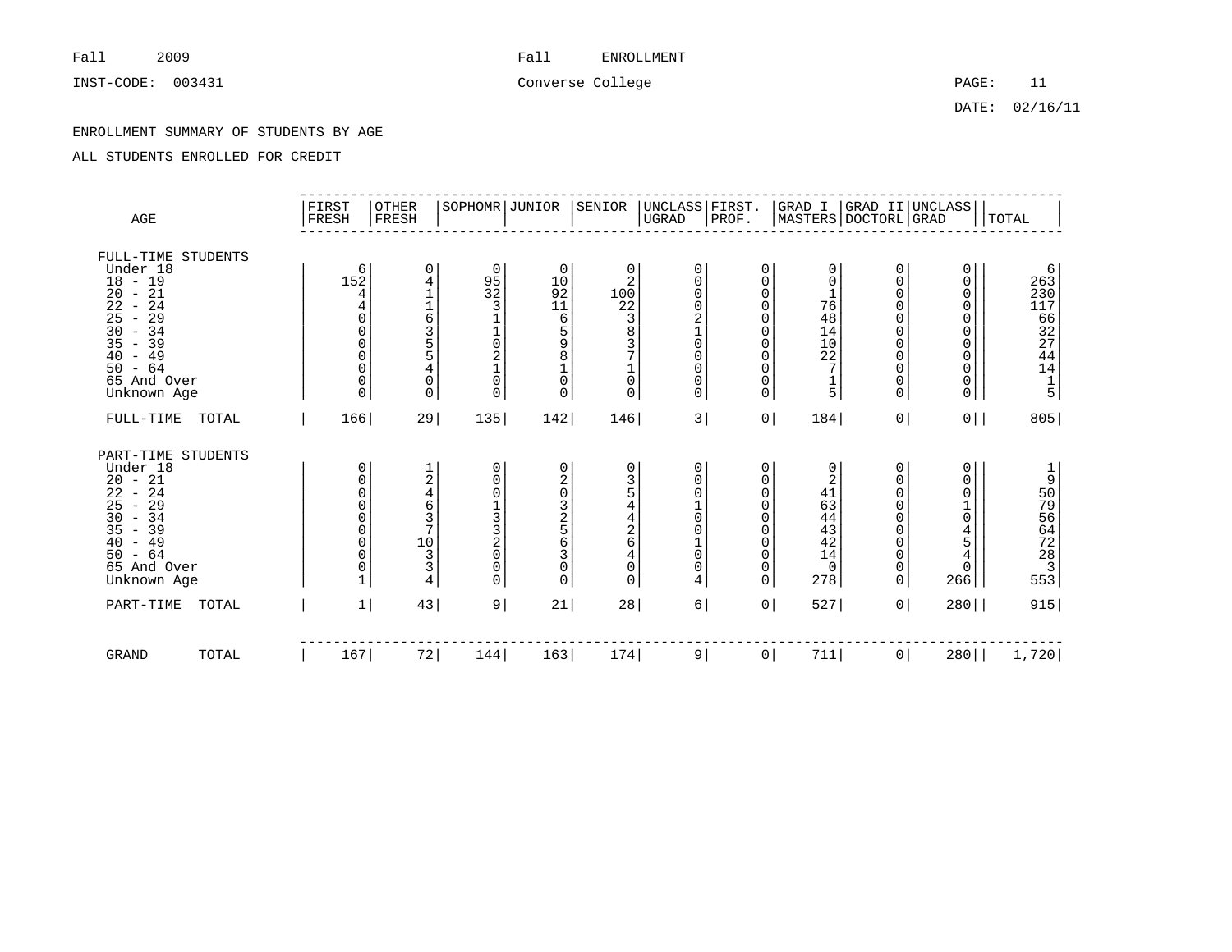ENROLLMENT SUMMARY OF STUDENTS BY AGE

ALL STUDENTS ENROLLED FOR CREDIT

| AGE | FIRST FRESH | OTHER FRESH | SOPHOMR | JUNIOR | SENIOR | UNCLASS UGRAD | FIRST. PROF. | GRAD I MASTERS | GRAD II DOCTORL | UNCLASS GRAD | TOTAL |
|---|---|---|---|---|---|---|---|---|---|---|---|
| **FULL-TIME STUDENTS** | | | | | | | | | | | |
| Under 18 | 6 | 0 | 0 | 0 | 0 | 0 | 0 | 0 | 0 | 0 | 6 |
| 18 - 19 | 152 | 4 | 95 | 10 | 2 | 0 | 0 | 0 | 0 | 0 | 263 |
| 20 - 21 | 4 | 1 | 32 | 92 | 100 | 0 | 0 | 1 | 0 | 0 | 230 |
| 22 - 24 | 4 | 1 | 3 | 11 | 22 | 0 | 0 | 76 | 0 | 0 | 117 |
| 25 - 29 | 0 | 6 | 1 | 6 | 3 | 2 | 0 | 48 | 0 | 0 | 66 |
| 30 - 34 | 0 | 3 | 1 | 5 | 8 | 1 | 0 | 14 | 0 | 0 | 32 |
| 35 - 39 | 0 | 5 | 0 | 9 | 3 | 0 | 0 | 10 | 0 | 0 | 27 |
| 40 - 49 | 0 | 5 | 2 | 8 | 7 | 0 | 0 | 22 | 0 | 0 | 44 |
| 50 - 64 | 0 | 4 | 1 | 1 | 1 | 0 | 0 | 7 | 0 | 0 | 14 |
| 65 And Over | 0 | 0 | 0 | 0 | 0 | 0 | 0 | 1 | 0 | 0 | 1 |
| Unknown Age | 0 | 0 | 0 | 0 | 0 | 0 | 0 | 5 | 0 | 0 | 5 |
| FULL-TIME TOTAL | 166 | 29 | 135 | 142 | 146 | 3 | 0 | 184 | 0 | 0 | 805 |
| **PART-TIME STUDENTS** | | | | | | | | | | | |
| Under 18 | 0 | 1 | 0 | 0 | 0 | 0 | 0 | 0 | 0 | 0 | 1 |
| 20 - 21 | 0 | 2 | 0 | 2 | 3 | 0 | 0 | 2 | 0 | 0 | 9 |
| 22 - 24 | 0 | 4 | 0 | 0 | 5 | 0 | 0 | 41 | 0 | 0 | 50 |
| 25 - 29 | 0 | 6 | 1 | 3 | 4 | 1 | 0 | 63 | 0 | 1 | 79 |
| 30 - 34 | 0 | 3 | 3 | 2 | 4 | 0 | 0 | 44 | 0 | 0 | 56 |
| 35 - 39 | 0 | 7 | 3 | 5 | 2 | 0 | 0 | 43 | 0 | 4 | 64 |
| 40 - 49 | 0 | 10 | 2 | 6 | 6 | 1 | 0 | 42 | 0 | 5 | 72 |
| 50 - 64 | 0 | 3 | 0 | 3 | 4 | 0 | 0 | 14 | 0 | 4 | 28 |
| 65 And Over | 0 | 3 | 0 | 0 | 0 | 0 | 0 | 0 | 0 | 0 | 3 |
| Unknown Age | 1 | 4 | 0 | 0 | 0 | 4 | 0 | 278 | 0 | 266 | 553 |
| PART-TIME TOTAL | 1 | 43 | 9 | 21 | 28 | 6 | 0 | 527 | 0 | 280 | 915 |
| GRAND TOTAL | 167 | 72 | 144 | 163 | 174 | 9 | 0 | 711 | 0 | 280 | 1,720 |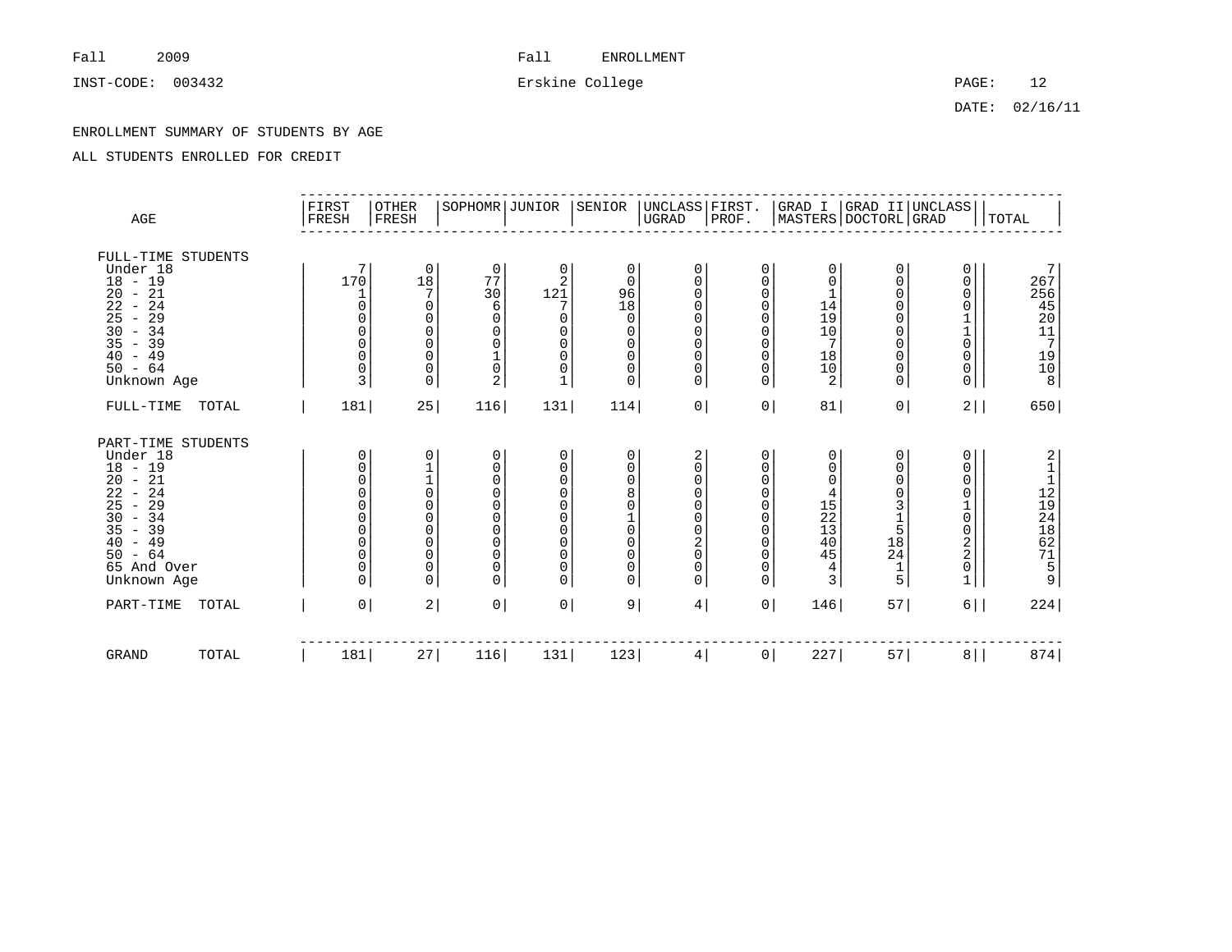Fall 2009 — Fall ENROLLMENT

INST-CODE: 003432 — Erskine College

DATE: 02/16/11

ENROLLMENT SUMMARY OF STUDENTS BY AGE

ALL STUDENTS ENROLLED FOR CREDIT

| AGE | FIRST FRESH | OTHER FRESH | SOPHOMR | JUNIOR | SENIOR | UNCLASS UGRAD | FIRST. PROF. | GRAD I MASTERS | GRAD II DOCTORL | UNCLASS GRAD | TOTAL |
|---|---|---|---|---|---|---|---|---|---|---|---|
| **FULL-TIME STUDENTS** | | | | | | | | | | | |
| Under 18 | 7 | 0 | 0 | 0 | 0 | 0 | 0 | 0 | 0 | 0 | 7 |
| 18 - 19 | 170 | 18 | 77 | 2 | 0 | 0 | 0 | 0 | 0 | 0 | 267 |
| 20 - 21 | 1 | 7 | 30 | 121 | 96 | 0 | 0 | 1 | 0 | 0 | 256 |
| 22 - 24 | 0 | 0 | 6 | 7 | 18 | 0 | 0 | 14 | 0 | 0 | 45 |
| 25 - 29 | 0 | 0 | 0 | 0 | 0 | 0 | 0 | 19 | 0 | 1 | 20 |
| 30 - 34 | 0 | 0 | 0 | 0 | 0 | 0 | 0 | 10 | 0 | 1 | 11 |
| 35 - 39 | 0 | 0 | 0 | 0 | 0 | 0 | 0 | 7 | 0 | 0 | 7 |
| 40 - 49 | 0 | 0 | 1 | 0 | 0 | 0 | 0 | 18 | 0 | 0 | 19 |
| 50 - 64 | 0 | 0 | 0 | 0 | 0 | 0 | 0 | 10 | 0 | 0 | 10 |
| Unknown Age | 3 | 0 | 2 | 1 | 0 | 0 | 0 | 2 | 0 | 0 | 8 |
| FULL-TIME TOTAL | 181 | 25 | 116 | 131 | 114 | 0 | 0 | 81 | 0 | 2 | 650 |
| **PART-TIME STUDENTS** | | | | | | | | | | | |
| Under 18 | 0 | 0 | 0 | 0 | 0 | 2 | 0 | 0 | 0 | 0 | 2 |
| 18 - 19 | 0 | 1 | 0 | 0 | 0 | 0 | 0 | 0 | 0 | 0 | 1 |
| 20 - 21 | 0 | 1 | 0 | 0 | 0 | 0 | 0 | 0 | 0 | 0 | 1 |
| 22 - 24 | 0 | 0 | 0 | 0 | 8 | 0 | 0 | 4 | 0 | 0 | 12 |
| 25 - 29 | 0 | 0 | 0 | 0 | 0 | 0 | 0 | 15 | 3 | 1 | 19 |
| 30 - 34 | 0 | 0 | 0 | 0 | 1 | 0 | 0 | 22 | 1 | 0 | 24 |
| 35 - 39 | 0 | 0 | 0 | 0 | 0 | 0 | 0 | 13 | 5 | 0 | 18 |
| 40 - 49 | 0 | 0 | 0 | 0 | 0 | 2 | 0 | 40 | 18 | 2 | 62 |
| 50 - 64 | 0 | 0 | 0 | 0 | 0 | 0 | 0 | 45 | 24 | 2 | 71 |
| 65 And Over | 0 | 0 | 0 | 0 | 0 | 0 | 0 | 4 | 1 | 0 | 5 |
| Unknown Age | 0 | 0 | 0 | 0 | 0 | 0 | 0 | 3 | 5 | 1 | 9 |
| PART-TIME TOTAL | 0 | 2 | 0 | 0 | 9 | 4 | 0 | 146 | 57 | 6 | 224 |
| GRAND TOTAL | 181 | 27 | 116 | 131 | 123 | 4 | 0 | 227 | 57 | 8 | 874 |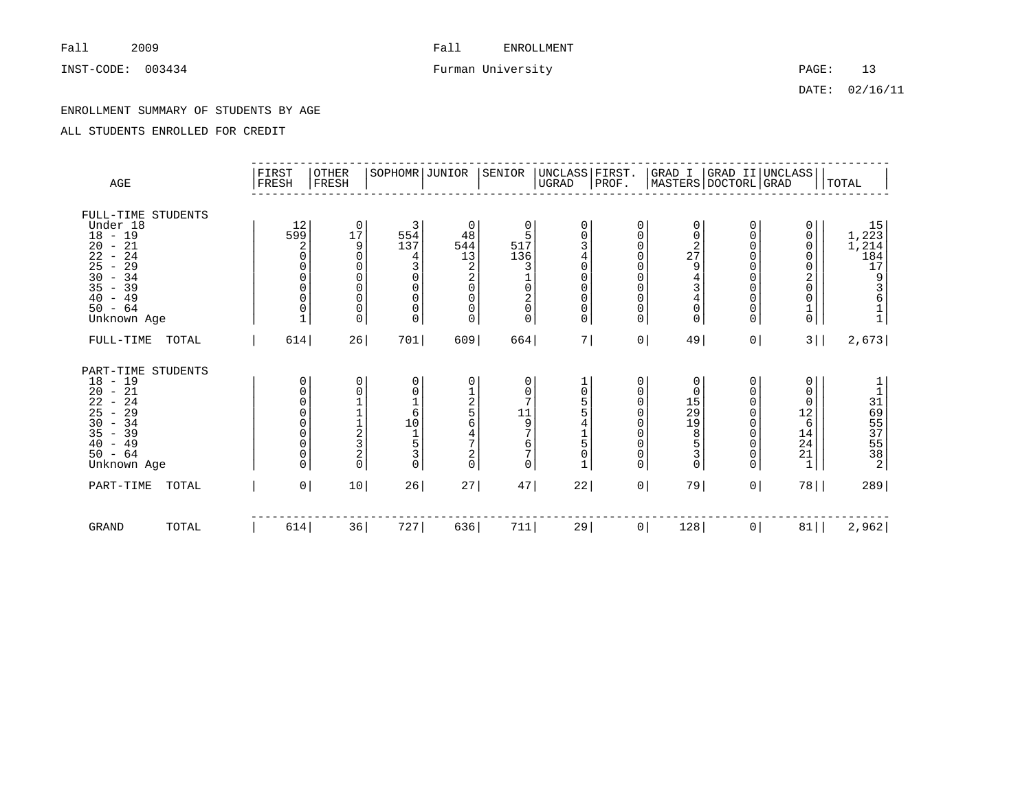Fall 2009 Fall ENROLLMENT

INST-CODE: 003434 Furman University

DATE: 02/16/11

ENROLLMENT SUMMARY OF STUDENTS BY AGE

ALL STUDENTS ENROLLED FOR CREDIT

| AGE | FIRST FRESH | OTHER FRESH | SOPHOMR | JUNIOR | SENIOR | UNCLASS UGRAD | FIRST. PROF. | GRAD I MASTERS | GRAD II DOCTORL | UNCLASS GRAD | TOTAL |
|---|---|---|---|---|---|---|---|---|---|---|---|
| FULL-TIME STUDENTS | | | | | | | | | | | |
| Under 18 | 12 | 0 | 3 | 0 | 0 | 0 | 0 | 0 | 0 | 0 | 15 |
| 18 - 19 | 599 | 17 | 554 | 48 | 5 | 0 | 0 | 0 | 0 | 0 | 1,223 |
| 20 - 21 | 2 | 9 | 137 | 544 | 517 | 3 | 0 | 2 | 0 | 0 | 1,214 |
| 22 - 24 | 0 | 0 | 4 | 13 | 136 | 4 | 0 | 27 | 0 | 0 | 184 |
| 25 - 29 | 0 | 0 | 3 | 2 | 3 | 0 | 0 | 9 | 0 | 0 | 17 |
| 30 - 34 | 0 | 0 | 0 | 2 | 1 | 0 | 0 | 4 | 0 | 2 | 9 |
| 35 - 39 | 0 | 0 | 0 | 0 | 0 | 0 | 0 | 3 | 0 | 0 | 3 |
| 40 - 49 | 0 | 0 | 0 | 0 | 2 | 0 | 0 | 4 | 0 | 0 | 6 |
| 50 - 64 | 0 | 0 | 0 | 0 | 0 | 0 | 0 | 0 | 0 | 1 | 1 |
| Unknown Age | 1 | 0 | 0 | 0 | 0 | 0 | 0 | 0 | 0 | 0 | 1 |
| FULL-TIME TOTAL | 614 | 26 | 701 | 609 | 664 | 7 | 0 | 49 | 0 | 3 | 2,673 |
| PART-TIME STUDENTS | | | | | | | | | | | |
| 18 - 19 | 0 | 0 | 0 | 0 | 0 | 1 | 0 | 0 | 0 | 0 | 1 |
| 20 - 21 | 0 | 0 | 0 | 1 | 0 | 0 | 0 | 0 | 0 | 0 | 1 |
| 22 - 24 | 0 | 1 | 1 | 2 | 7 | 5 | 0 | 15 | 0 | 0 | 31 |
| 25 - 29 | 0 | 1 | 6 | 5 | 11 | 5 | 0 | 29 | 0 | 12 | 69 |
| 30 - 34 | 0 | 1 | 10 | 6 | 9 | 4 | 0 | 19 | 0 | 6 | 55 |
| 35 - 39 | 0 | 2 | 1 | 4 | 7 | 1 | 0 | 8 | 0 | 14 | 37 |
| 40 - 49 | 0 | 3 | 5 | 7 | 6 | 5 | 0 | 5 | 0 | 24 | 55 |
| 50 - 64 | 0 | 2 | 3 | 2 | 7 | 0 | 0 | 3 | 0 | 21 | 38 |
| Unknown Age | 0 | 0 | 0 | 0 | 0 | 1 | 0 | 0 | 0 | 1 | 2 |
| PART-TIME TOTAL | 0 | 10 | 26 | 27 | 47 | 22 | 0 | 79 | 0 | 78 | 289 |
| GRAND TOTAL | 614 | 36 | 727 | 636 | 711 | 29 | 0 | 128 | 0 | 81 | 2,962 |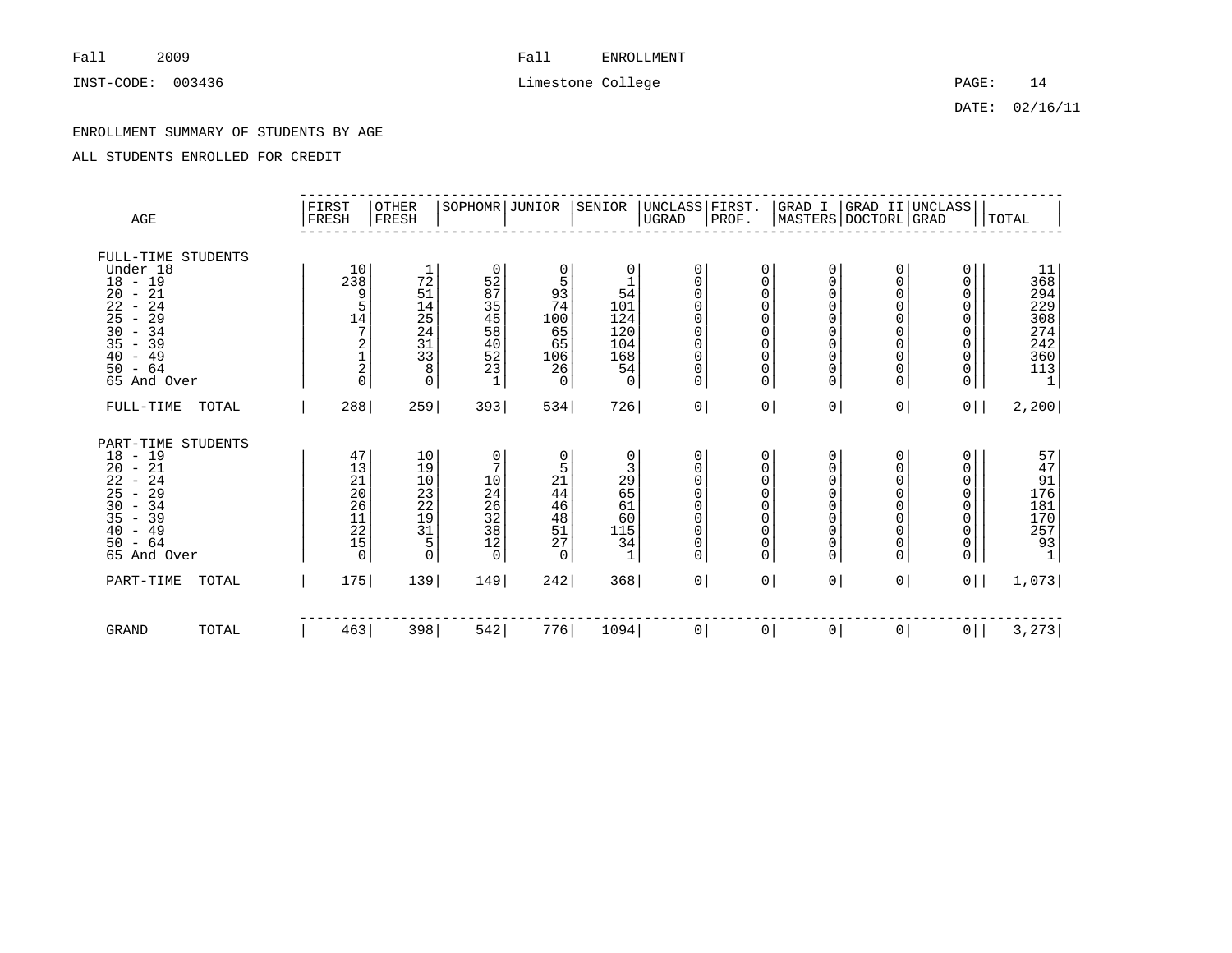Fall 2009 Fall ENROLLMENT

INST-CODE: 003436 Limestone College

DATE: 02/16/11

ENROLLMENT SUMMARY OF STUDENTS BY AGE

ALL STUDENTS ENROLLED FOR CREDIT

| AGE | FIRST FRESH | OTHER FRESH | SOPHOMR | JUNIOR | SENIOR | UNCLASS UGRAD | FIRST. PROF. | GRAD I MASTERS | GRAD II DOCTORL | UNCLASS GRAD | TOTAL |
|---|---|---|---|---|---|---|---|---|---|---|---|
| FULL-TIME STUDENTS | | | | | | | | | | | |
| Under 18 | 10 | 1 | 0 | 0 | 0 | 0 | 0 | 0 | 0 | 0 | 11 |
| 18 - 19 | 238 | 72 | 52 | 5 | 1 | 0 | 0 | 0 | 0 | 0 | 368 |
| 20 - 21 | 9 | 51 | 87 | 93 | 54 | 0 | 0 | 0 | 0 | 0 | 294 |
| 22 - 24 | 5 | 14 | 35 | 74 | 101 | 0 | 0 | 0 | 0 | 0 | 229 |
| 25 - 29 | 14 | 25 | 45 | 100 | 124 | 0 | 0 | 0 | 0 | 0 | 308 |
| 30 - 34 | 7 | 24 | 58 | 65 | 120 | 0 | 0 | 0 | 0 | 0 | 274 |
| 35 - 39 | 2 | 31 | 40 | 65 | 104 | 0 | 0 | 0 | 0 | 0 | 242 |
| 40 - 49 | 1 | 33 | 52 | 106 | 168 | 0 | 0 | 0 | 0 | 0 | 360 |
| 50 - 64 | 2 | 8 | 23 | 26 | 54 | 0 | 0 | 0 | 0 | 0 | 113 |
| 65 And Over | 0 | 0 | 1 | 0 | 0 | 0 | 0 | 0 | 0 | 0 | 1 |
| FULL-TIME TOTAL | 288 | 259 | 393 | 534 | 726 | 0 | 0 | 0 | 0 | 0 | 2,200 |
| PART-TIME STUDENTS | | | | | | | | | | | |
| 18 - 19 | 47 | 10 | 0 | 0 | 0 | 0 | 0 | 0 | 0 | 0 | 57 |
| 20 - 21 | 13 | 19 | 7 | 5 | 3 | 0 | 0 | 0 | 0 | 0 | 47 |
| 22 - 24 | 21 | 10 | 10 | 21 | 29 | 0 | 0 | 0 | 0 | 0 | 91 |
| 25 - 29 | 20 | 23 | 24 | 44 | 65 | 0 | 0 | 0 | 0 | 0 | 176 |
| 30 - 34 | 26 | 22 | 26 | 46 | 61 | 0 | 0 | 0 | 0 | 0 | 181 |
| 35 - 39 | 11 | 19 | 32 | 48 | 60 | 0 | 0 | 0 | 0 | 0 | 170 |
| 40 - 49 | 22 | 31 | 38 | 51 | 115 | 0 | 0 | 0 | 0 | 0 | 257 |
| 50 - 64 | 15 | 5 | 12 | 27 | 34 | 0 | 0 | 0 | 0 | 0 | 93 |
| 65 And Over | 0 | 0 | 0 | 0 | 1 | 0 | 0 | 0 | 0 | 0 | 1 |
| PART-TIME TOTAL | 175 | 139 | 149 | 242 | 368 | 0 | 0 | 0 | 0 | 0 | 1,073 |
| GRAND TOTAL | 463 | 398 | 542 | 776 | 1094 | 0 | 0 | 0 | 0 | 0 | 3,273 |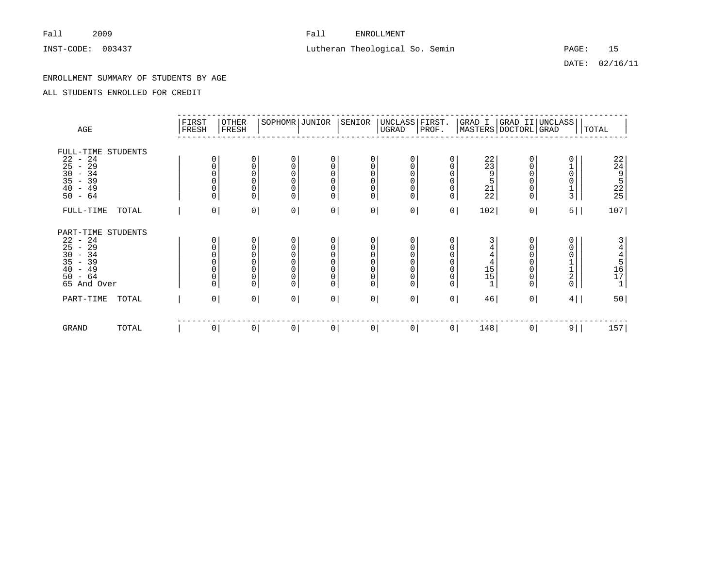Fall 2009 Fall ENROLLMENT

INST-CODE: 003437 Lutheran Theological So. Semin

DATE: 02/16/11

ENROLLMENT SUMMARY OF STUDENTS BY AGE

ALL STUDENTS ENROLLED FOR CREDIT

| AGE | FIRST FRESH | OTHER FRESH | SOPHOMR | JUNIOR | SENIOR | UNCLASS UGRAD | FIRST. PROF. | GRAD I MASTERS | GRAD II DOCTORL | UNCLASS GRAD | TOTAL |
|---|---|---|---|---|---|---|---|---|---|---|---|
| FULL-TIME STUDENTS | | | | | | | | | | | |
| 22 - 24 | 0 | 0 | 0 | 0 | 0 | 0 | 0 | 22 | 0 | 0 | 22 |
| 25 - 29 | 0 | 0 | 0 | 0 | 0 | 0 | 0 | 23 | 0 | 1 | 24 |
| 30 - 34 | 0 | 0 | 0 | 0 | 0 | 0 | 0 | 9 | 0 | 0 | 9 |
| 35 - 39 | 0 | 0 | 0 | 0 | 0 | 0 | 0 | 5 | 0 | 0 | 5 |
| 40 - 49 | 0 | 0 | 0 | 0 | 0 | 0 | 0 | 21 | 0 | 1 | 22 |
| 50 - 64 | 0 | 0 | 0 | 0 | 0 | 0 | 0 | 22 | 0 | 3 | 25 |
| FULL-TIME TOTAL | 0 | 0 | 0 | 0 | 0 | 0 | 0 | 102 | 0 | 5 | 107 |
| PART-TIME STUDENTS | | | | | | | | | | | |
| 22 - 24 | 0 | 0 | 0 | 0 | 0 | 0 | 0 | 3 | 0 | 0 | 3 |
| 25 - 29 | 0 | 0 | 0 | 0 | 0 | 0 | 0 | 4 | 0 | 0 | 4 |
| 30 - 34 | 0 | 0 | 0 | 0 | 0 | 0 | 0 | 4 | 0 | 0 | 4 |
| 35 - 39 | 0 | 0 | 0 | 0 | 0 | 0 | 0 | 4 | 0 | 1 | 5 |
| 40 - 49 | 0 | 0 | 0 | 0 | 0 | 0 | 0 | 15 | 0 | 1 | 16 |
| 50 - 64 | 0 | 0 | 0 | 0 | 0 | 0 | 0 | 15 | 0 | 2 | 17 |
| 65 And Over | 0 | 0 | 0 | 0 | 0 | 0 | 0 | 1 | 0 | 0 | 1 |
| PART-TIME TOTAL | 0 | 0 | 0 | 0 | 0 | 0 | 0 | 46 | 0 | 4 | 50 |
| GRAND TOTAL | 0 | 0 | 0 | 0 | 0 | 0 | 0 | 148 | 0 | 9 | 157 |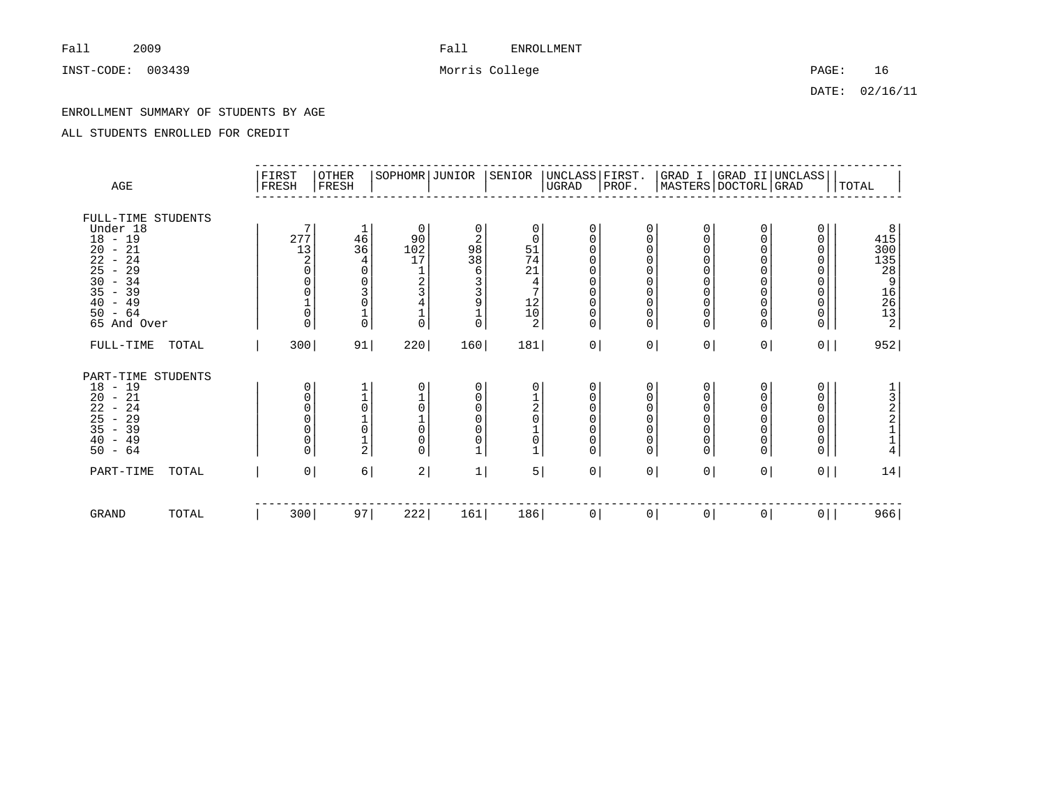Fall 2009 Fall ENROLLMENT

INST-CODE: 003439 Morris College

DATE: 02/16/11

## ENROLLMENT SUMMARY OF STUDENTS BY AGE

ALL STUDENTS ENROLLED FOR CREDIT

| AGE | FIRST FRESH | OTHER FRESH | SOPHOMR | JUNIOR | SENIOR | UNCLASS UGRAD | FIRST. PROF. | GRAD I MASTERS | GRAD II DOCTORL | UNCLASS GRAD | TOTAL |
|---|---|---|---|---|---|---|---|---|---|---|---|
| **FULL-TIME STUDENTS** | | | | | | | | | | | |
| Under 18 | 7 | 1 | 0 | 0 | 0 | 0 | 0 | 0 | 0 | 0 | 8 |
| 18 - 19 | 277 | 46 | 90 | 2 | 0 | 0 | 0 | 0 | 0 | 0 | 415 |
| 20 - 21 | 13 | 36 | 102 | 98 | 51 | 0 | 0 | 0 | 0 | 0 | 300 |
| 22 - 24 | 2 | 4 | 17 | 38 | 74 | 0 | 0 | 0 | 0 | 0 | 135 |
| 25 - 29 | 0 | 0 | 1 | 6 | 21 | 0 | 0 | 0 | 0 | 0 | 28 |
| 30 - 34 | 0 | 0 | 2 | 3 | 4 | 0 | 0 | 0 | 0 | 0 | 9 |
| 35 - 39 | 0 | 3 | 3 | 3 | 7 | 0 | 0 | 0 | 0 | 0 | 16 |
| 40 - 49 | 1 | 0 | 4 | 9 | 12 | 0 | 0 | 0 | 0 | 0 | 26 |
| 50 - 64 | 0 | 1 | 1 | 1 | 10 | 0 | 0 | 0 | 0 | 0 | 13 |
| 65 And Over | 0 | 0 | 0 | 0 | 2 | 0 | 0 | 0 | 0 | 0 | 2 |
| FULL-TIME TOTAL | 300 | 91 | 220 | 160 | 181 | 0 | 0 | 0 | 0 | 0 | 952 |
| **PART-TIME STUDENTS** | | | | | | | | | | | |
| 18 - 19 | 0 | 1 | 0 | 0 | 0 | 0 | 0 | 0 | 0 | 0 | 1 |
| 20 - 21 | 0 | 1 | 1 | 0 | 1 | 0 | 0 | 0 | 0 | 0 | 3 |
| 22 - 24 | 0 | 0 | 0 | 0 | 2 | 0 | 0 | 0 | 0 | 0 | 2 |
| 25 - 29 | 0 | 1 | 1 | 0 | 0 | 0 | 0 | 0 | 0 | 0 | 2 |
| 35 - 39 | 0 | 0 | 0 | 0 | 1 | 0 | 0 | 0 | 0 | 0 | 1 |
| 40 - 49 | 0 | 1 | 0 | 0 | 0 | 0 | 0 | 0 | 0 | 0 | 1 |
| 50 - 64 | 0 | 2 | 0 | 1 | 1 | 0 | 0 | 0 | 0 | 0 | 4 |
| PART-TIME TOTAL | 0 | 6 | 2 | 1 | 5 | 0 | 0 | 0 | 0 | 0 | 14 |
| GRAND TOTAL | 300 | 97 | 222 | 161 | 186 | 0 | 0 | 0 | 0 | 0 | 966 |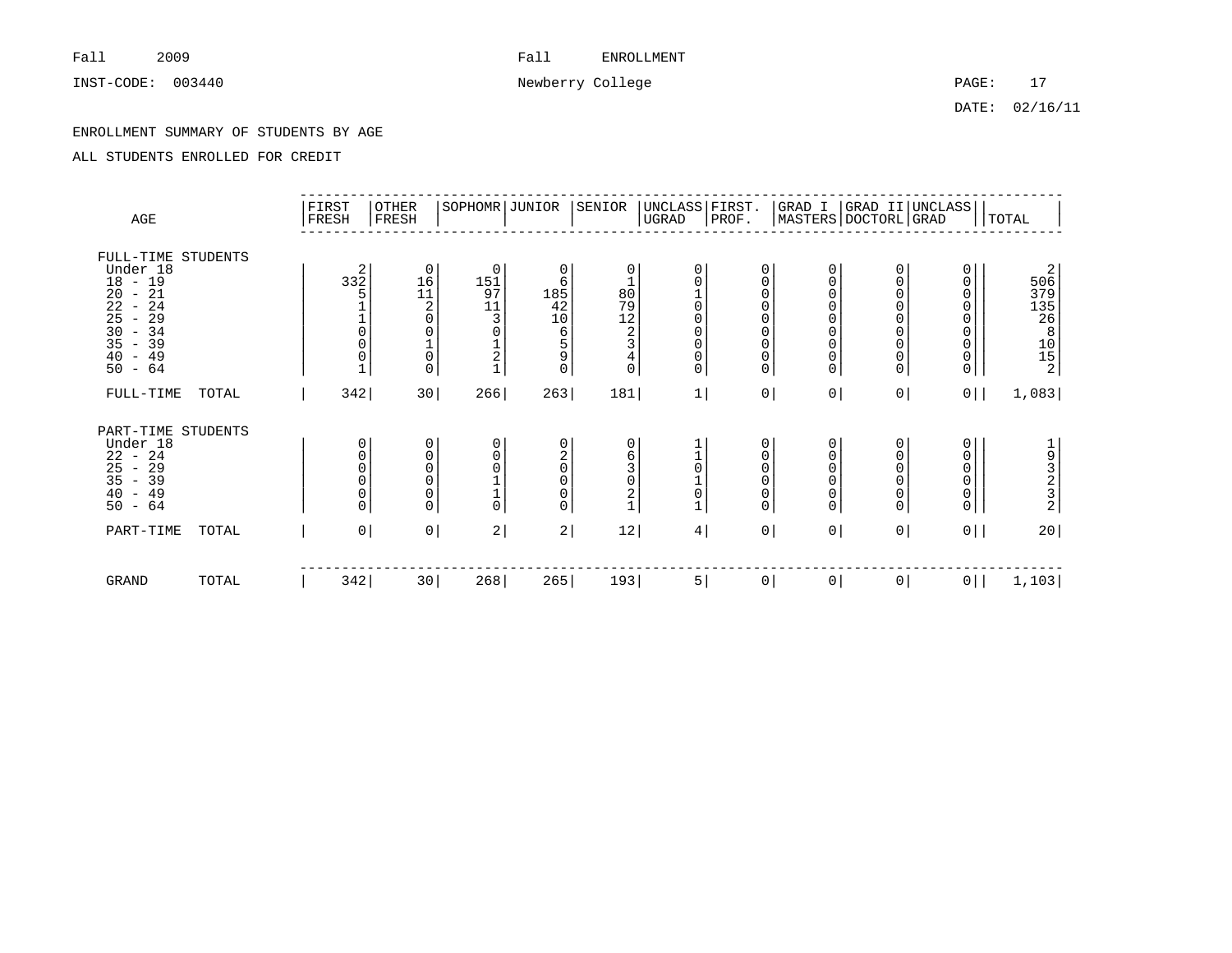Fall 2009 Fall ENROLLMENT

INST-CODE: 003440 Newberry College

DATE: 02/16/11

ENROLLMENT SUMMARY OF STUDENTS BY AGE

ALL STUDENTS ENROLLED FOR CREDIT

| AGE | FIRST FRESH | OTHER FRESH | SOPHOMR | JUNIOR | SENIOR | UNCLASS UGRAD | FIRST. PROF. | GRAD I MASTERS | GRAD II DOCTORL | UNCLASS GRAD | TOTAL |
|---|---|---|---|---|---|---|---|---|---|---|---|
| FULL-TIME STUDENTS | | | | | | | | | | | |
| Under 18 | 2 | 0 | 0 | 0 | 0 | 0 | 0 | 0 | 0 | 0 | 2 |
| 18 - 19 | 332 | 16 | 151 | 6 | 1 | 0 | 0 | 0 | 0 | 0 | 506 |
| 20 - 21 | 5 | 11 | 97 | 185 | 80 | 1 | 0 | 0 | 0 | 0 | 379 |
| 22 - 24 | 1 | 2 | 11 | 42 | 79 | 0 | 0 | 0 | 0 | 0 | 135 |
| 25 - 29 | 1 | 0 | 3 | 10 | 12 | 0 | 0 | 0 | 0 | 0 | 26 |
| 30 - 34 | 0 | 0 | 0 | 6 | 2 | 0 | 0 | 0 | 0 | 0 | 8 |
| 35 - 39 | 0 | 1 | 1 | 5 | 3 | 0 | 0 | 0 | 0 | 0 | 10 |
| 40 - 49 | 0 | 0 | 2 | 9 | 4 | 0 | 0 | 0 | 0 | 0 | 15 |
| 50 - 64 | 1 | 0 | 1 | 0 | 0 | 0 | 0 | 0 | 0 | 0 | 2 |
| FULL-TIME TOTAL | 342 | 30 | 266 | 263 | 181 | 1 | 0 | 0 | 0 | 0 | 1,083 |
| PART-TIME STUDENTS | | | | | | | | | | | |
| Under 18 | 0 | 0 | 0 | 0 | 0 | 1 | 0 | 0 | 0 | 0 | 1 |
| 22 - 24 | 0 | 0 | 0 | 2 | 6 | 1 | 0 | 0 | 0 | 0 | 9 |
| 25 - 29 | 0 | 0 | 0 | 0 | 3 | 0 | 0 | 0 | 0 | 0 | 3 |
| 35 - 39 | 0 | 0 | 1 | 0 | 0 | 1 | 0 | 0 | 0 | 0 | 2 |
| 40 - 49 | 0 | 0 | 1 | 0 | 2 | 0 | 0 | 0 | 0 | 0 | 3 |
| 50 - 64 | 0 | 0 | 0 | 0 | 1 | 1 | 0 | 0 | 0 | 0 | 2 |
| PART-TIME TOTAL | 0 | 0 | 2 | 2 | 12 | 4 | 0 | 0 | 0 | 0 | 20 |
| GRAND TOTAL | 342 | 30 | 268 | 265 | 193 | 5 | 0 | 0 | 0 | 0 | 1,103 |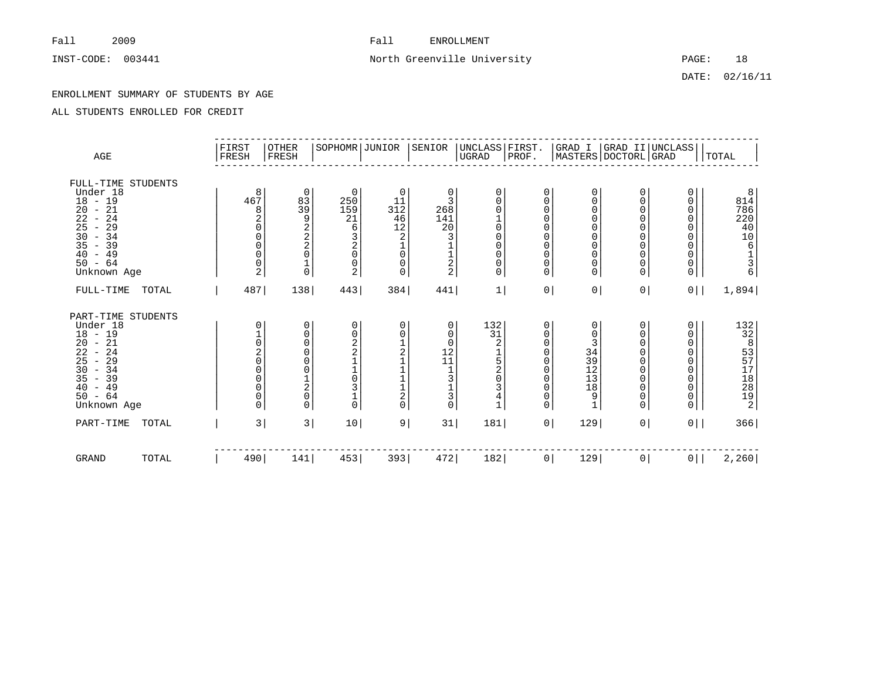Fall 2009 Fall ENROLLMENT

INST-CODE: 003441 North Greenville University PAGE: 18

DATE: 02/16/11

ENROLLMENT SUMMARY OF STUDENTS BY AGE

ALL STUDENTS ENROLLED FOR CREDIT

| AGE | FIRST FRESH | OTHER FRESH | SOPHOMR | JUNIOR | SENIOR | UNCLASS UGRAD | FIRST. PROF. | GRAD I MASTERS | GRAD II DOCTORL | UNCLASS GRAD | TOTAL |
|---|---|---|---|---|---|---|---|---|---|---|---|
| FULL-TIME STUDENTS | | | | | | | | | | | |
| Under 18 | 8 | 0 | 0 | 0 | 0 | 0 | 0 | 0 | 0 | 0 | 8 |
| 18 - 19 | 467 | 83 | 250 | 11 | 3 | 0 | 0 | 0 | 0 | 0 | 814 |
| 20 - 21 | 8 | 39 | 159 | 312 | 268 | 0 | 0 | 0 | 0 | 0 | 786 |
| 22 - 24 | 2 | 9 | 21 | 46 | 141 | 1 | 0 | 0 | 0 | 0 | 220 |
| 25 - 29 | 0 | 2 | 6 | 12 | 20 | 0 | 0 | 0 | 0 | 0 | 40 |
| 30 - 34 | 0 | 2 | 3 | 2 | 3 | 0 | 0 | 0 | 0 | 0 | 10 |
| 35 - 39 | 0 | 2 | 2 | 1 | 1 | 0 | 0 | 0 | 0 | 0 | 6 |
| 40 - 49 | 0 | 0 | 0 | 0 | 1 | 0 | 0 | 0 | 0 | 0 | 1 |
| 50 - 64 | 0 | 1 | 0 | 0 | 2 | 0 | 0 | 0 | 0 | 0 | 3 |
| Unknown Age | 2 | 0 | 2 | 0 | 2 | 0 | 0 | 0 | 0 | 0 | 6 |
| FULL-TIME TOTAL | 487 | 138 | 443 | 384 | 441 | 1 | 0 | 0 | 0 | 0 | 1,894 |
| PART-TIME STUDENTS | | | | | | | | | | | |
| Under 18 | 0 | 0 | 0 | 0 | 0 | 132 | 0 | 0 | 0 | 0 | 132 |
| 18 - 19 | 1 | 0 | 0 | 0 | 0 | 31 | 0 | 0 | 0 | 0 | 32 |
| 20 - 21 | 0 | 0 | 2 | 1 | 0 | 2 | 0 | 3 | 0 | 0 | 8 |
| 22 - 24 | 2 | 0 | 2 | 2 | 12 | 1 | 0 | 34 | 0 | 0 | 53 |
| 25 - 29 | 0 | 0 | 1 | 1 | 11 | 5 | 0 | 39 | 0 | 0 | 57 |
| 30 - 34 | 0 | 0 | 1 | 1 | 1 | 2 | 0 | 12 | 0 | 0 | 17 |
| 35 - 39 | 0 | 1 | 0 | 1 | 3 | 0 | 0 | 13 | 0 | 0 | 18 |
| 40 - 49 | 0 | 2 | 3 | 1 | 1 | 3 | 0 | 18 | 0 | 0 | 28 |
| 50 - 64 | 0 | 0 | 1 | 2 | 3 | 4 | 0 | 9 | 0 | 0 | 19 |
| Unknown Age | 0 | 0 | 0 | 0 | 0 | 1 | 0 | 1 | 0 | 0 | 2 |
| PART-TIME TOTAL | 3 | 3 | 10 | 9 | 31 | 181 | 0 | 129 | 0 | 0 | 366 |
| GRAND TOTAL | 490 | 141 | 453 | 393 | 472 | 182 | 0 | 129 | 0 | 0 | 2,260 |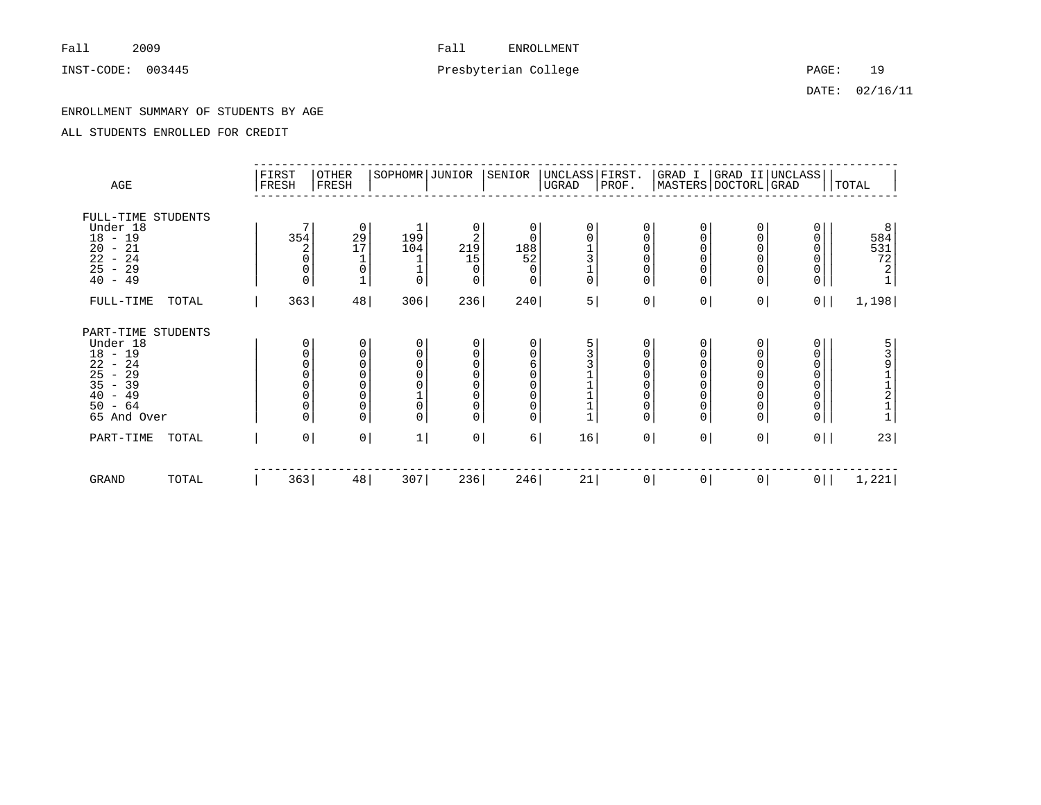Fall 2009 Fall ENROLLMENT

INST-CODE: 003445 Presbyterian College

DATE: 02/16/11

ENROLLMENT SUMMARY OF STUDENTS BY AGE

ALL STUDENTS ENROLLED FOR CREDIT

| AGE | FIRST FRESH | OTHER FRESH | SOPHOMR | JUNIOR | SENIOR | UNCLASS UGRAD | FIRST. PROF. | GRAD I MASTERS | GRAD II DOCTORL | UNCLASS GRAD | TOTAL |
|---|---|---|---|---|---|---|---|---|---|---|---|
| FULL-TIME STUDENTS | | | | | | | | | | | |
| Under 18 | 7 | 0 | 1 | 0 | 0 | 0 | 0 | 0 | 0 | 0 | 8 |
| 18 - 19 | 354 | 29 | 199 | 2 | 0 | 0 | 0 | 0 | 0 | 0 | 584 |
| 20 - 21 | 2 | 17 | 104 | 219 | 188 | 1 | 0 | 0 | 0 | 0 | 531 |
| 22 - 24 | 0 | 1 | 1 | 15 | 52 | 3 | 0 | 0 | 0 | 0 | 72 |
| 25 - 29 | 0 | 0 | 1 | 0 | 0 | 1 | 0 | 0 | 0 | 0 | 2 |
| 40 - 49 | 0 | 1 | 0 | 0 | 0 | 0 | 0 | 0 | 0 | 0 | 1 |
| FULL-TIME TOTAL | 363 | 48 | 306 | 236 | 240 | 5 | 0 | 0 | 0 | 0 | 1,198 |
| PART-TIME STUDENTS | | | | | | | | | | | |
| Under 18 | 0 | 0 | 0 | 0 | 0 | 5 | 0 | 0 | 0 | 0 | 5 |
| 18 - 19 | 0 | 0 | 0 | 0 | 0 | 3 | 0 | 0 | 0 | 0 | 3 |
| 22 - 24 | 0 | 0 | 0 | 0 | 6 | 3 | 0 | 0 | 0 | 0 | 9 |
| 25 - 29 | 0 | 0 | 0 | 0 | 0 | 1 | 0 | 0 | 0 | 0 | 1 |
| 35 - 39 | 0 | 0 | 0 | 0 | 0 | 1 | 0 | 0 | 0 | 0 | 1 |
| 40 - 49 | 0 | 0 | 1 | 0 | 0 | 1 | 0 | 0 | 0 | 0 | 2 |
| 50 - 64 | 0 | 0 | 0 | 0 | 0 | 1 | 0 | 0 | 0 | 0 | 1 |
| 65 And Over | 0 | 0 | 0 | 0 | 0 | 1 | 0 | 0 | 0 | 0 | 1 |
| PART-TIME TOTAL | 0 | 0 | 1 | 0 | 6 | 16 | 0 | 0 | 0 | 0 | 23 |
| GRAND TOTAL | 363 | 48 | 307 | 236 | 246 | 21 | 0 | 0 | 0 | 0 | 1,221 |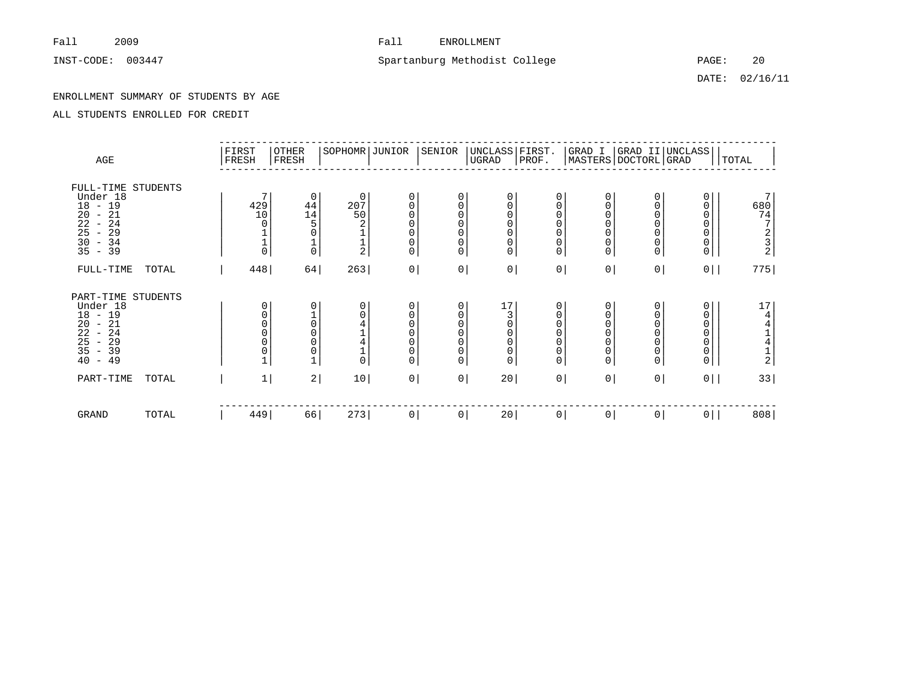Fall 2009 — Fall ENROLLMENT

INST-CODE: 003447 — Spartanburg Methodist College

DATE: 02/16/11

ENROLLMENT SUMMARY OF STUDENTS BY AGE

ALL STUDENTS ENROLLED FOR CREDIT

| AGE | FIRST FRESH | OTHER FRESH | SOPHOMR | JUNIOR | SENIOR | UNCLASS UGRAD | FIRST. PROF. | GRAD I MASTERS | GRAD II DOCTORL | UNCLASS GRAD | TOTAL |
|---|---|---|---|---|---|---|---|---|---|---|---|
| **FULL-TIME STUDENTS** | | | | | | | | | | | |
| Under 18 | 7 | 0 | 0 | 0 | 0 | 0 | 0 | 0 | 0 | 0 | 7 |
| 18 - 19 | 429 | 44 | 207 | 0 | 0 | 0 | 0 | 0 | 0 | 0 | 680 |
| 20 - 21 | 10 | 14 | 50 | 0 | 0 | 0 | 0 | 0 | 0 | 0 | 74 |
| 22 - 24 | 0 | 5 | 2 | 0 | 0 | 0 | 0 | 0 | 0 | 0 | 7 |
| 25 - 29 | 1 | 0 | 1 | 0 | 0 | 0 | 0 | 0 | 0 | 0 | 2 |
| 30 - 34 | 1 | 1 | 1 | 0 | 0 | 0 | 0 | 0 | 0 | 0 | 3 |
| 35 - 39 | 0 | 0 | 2 | 0 | 0 | 0 | 0 | 0 | 0 | 0 | 2 |
| FULL-TIME TOTAL | 448 | 64 | 263 | 0 | 0 | 0 | 0 | 0 | 0 | 0 | 775 |
| **PART-TIME STUDENTS** | | | | | | | | | | | |
| Under 18 | 0 | 0 | 0 | 0 | 0 | 17 | 0 | 0 | 0 | 0 | 17 |
| 18 - 19 | 0 | 1 | 0 | 0 | 0 | 3 | 0 | 0 | 0 | 0 | 4 |
| 20 - 21 | 0 | 0 | 4 | 0 | 0 | 0 | 0 | 0 | 0 | 0 | 4 |
| 22 - 24 | 0 | 0 | 1 | 0 | 0 | 0 | 0 | 0 | 0 | 0 | 1 |
| 25 - 29 | 0 | 0 | 4 | 0 | 0 | 0 | 0 | 0 | 0 | 0 | 4 |
| 35 - 39 | 0 | 0 | 1 | 0 | 0 | 0 | 0 | 0 | 0 | 0 | 1 |
| 40 - 49 | 1 | 1 | 0 | 0 | 0 | 0 | 0 | 0 | 0 | 0 | 2 |
| PART-TIME TOTAL | 1 | 2 | 10 | 0 | 0 | 20 | 0 | 0 | 0 | 0 | 33 |
| GRAND TOTAL | 449 | 66 | 273 | 0 | 0 | 20 | 0 | 0 | 0 | 0 | 808 |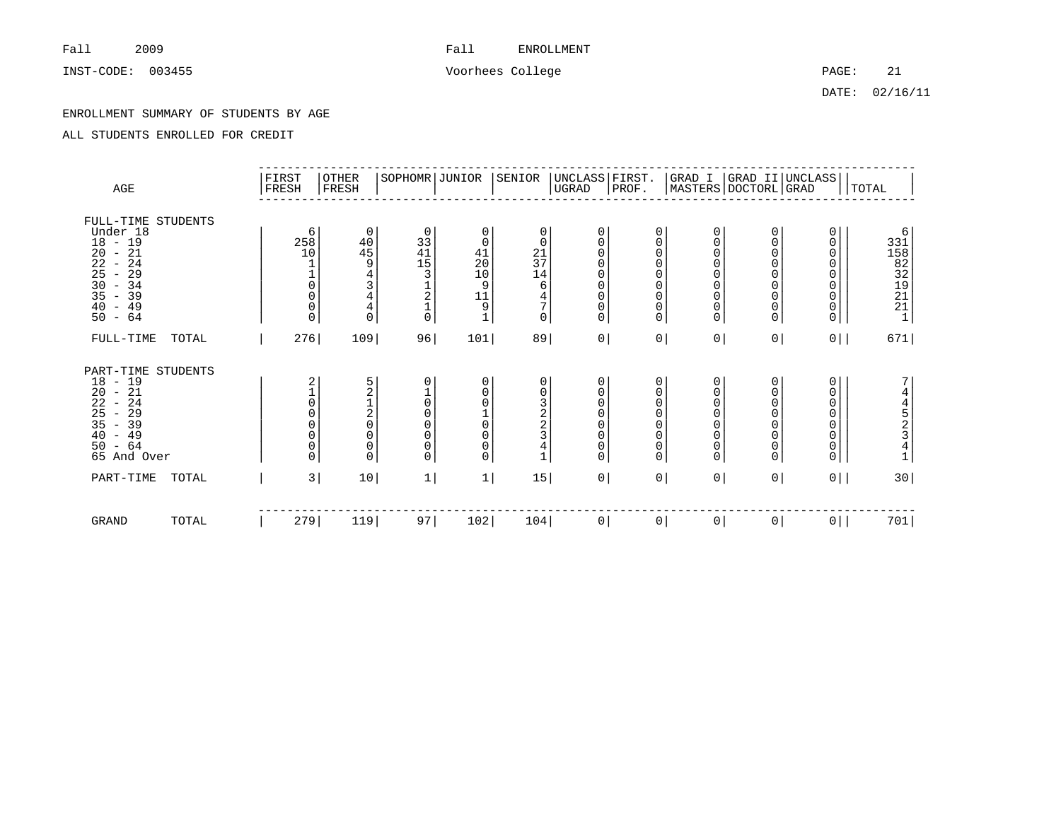Fall 2009 Fall ENROLLMENT

INST-CODE: 003455 Voorhees College

DATE: 02/16/11

ENROLLMENT SUMMARY OF STUDENTS BY AGE

ALL STUDENTS ENROLLED FOR CREDIT

| AGE | FIRST FRESH | OTHER FRESH | SOPHOMR | JUNIOR | SENIOR | UNCLASS UGRAD | FIRST. PROF. | GRAD I MASTERS | GRAD II DOCTORL | UNCLASS GRAD | TOTAL |
|---|---|---|---|---|---|---|---|---|---|---|---|
| FULL-TIME STUDENTS | | | | | | | | | | | |
| Under 18 | 6 | 0 | 0 | 0 | 0 | 0 | 0 | 0 | 0 | 0 | 6 |
| 18 - 19 | 258 | 40 | 33 | 0 | 0 | 0 | 0 | 0 | 0 | 0 | 331 |
| 20 - 21 | 10 | 45 | 41 | 41 | 21 | 0 | 0 | 0 | 0 | 0 | 158 |
| 22 - 24 | 1 | 9 | 15 | 20 | 37 | 0 | 0 | 0 | 0 | 0 | 82 |
| 25 - 29 | 1 | 4 | 3 | 10 | 14 | 0 | 0 | 0 | 0 | 0 | 32 |
| 30 - 34 | 0 | 3 | 1 | 9 | 6 | 0 | 0 | 0 | 0 | 0 | 19 |
| 35 - 39 | 0 | 4 | 2 | 11 | 4 | 0 | 0 | 0 | 0 | 0 | 21 |
| 40 - 49 | 0 | 4 | 1 | 9 | 7 | 0 | 0 | 0 | 0 | 0 | 21 |
| 50 - 64 | 0 | 0 | 0 | 1 | 0 | 0 | 0 | 0 | 0 | 0 | 1 |
| FULL-TIME TOTAL | 276 | 109 | 96 | 101 | 89 | 0 | 0 | 0 | 0 | 0 | 671 |
| PART-TIME STUDENTS | | | | | | | | | | | |
| 18 - 19 | 2 | 5 | 0 | 0 | 0 | 0 | 0 | 0 | 0 | 0 | 7 |
| 20 - 21 | 1 | 2 | 1 | 0 | 0 | 0 | 0 | 0 | 0 | 0 | 4 |
| 22 - 24 | 0 | 1 | 0 | 0 | 3 | 0 | 0 | 0 | 0 | 0 | 4 |
| 25 - 29 | 0 | 2 | 0 | 1 | 2 | 0 | 0 | 0 | 0 | 0 | 5 |
| 35 - 39 | 0 | 0 | 0 | 0 | 2 | 0 | 0 | 0 | 0 | 0 | 2 |
| 40 - 49 | 0 | 0 | 0 | 0 | 3 | 0 | 0 | 0 | 0 | 0 | 3 |
| 50 - 64 | 0 | 0 | 0 | 0 | 4 | 0 | 0 | 0 | 0 | 0 | 4 |
| 65 And Over | 0 | 0 | 0 | 0 | 1 | 0 | 0 | 0 | 0 | 0 | 1 |
| PART-TIME TOTAL | 3 | 10 | 1 | 1 | 15 | 0 | 0 | 0 | 0 | 0 | 30 |
| GRAND TOTAL | 279 | 119 | 97 | 102 | 104 | 0 | 0 | 0 | 0 | 0 | 701 |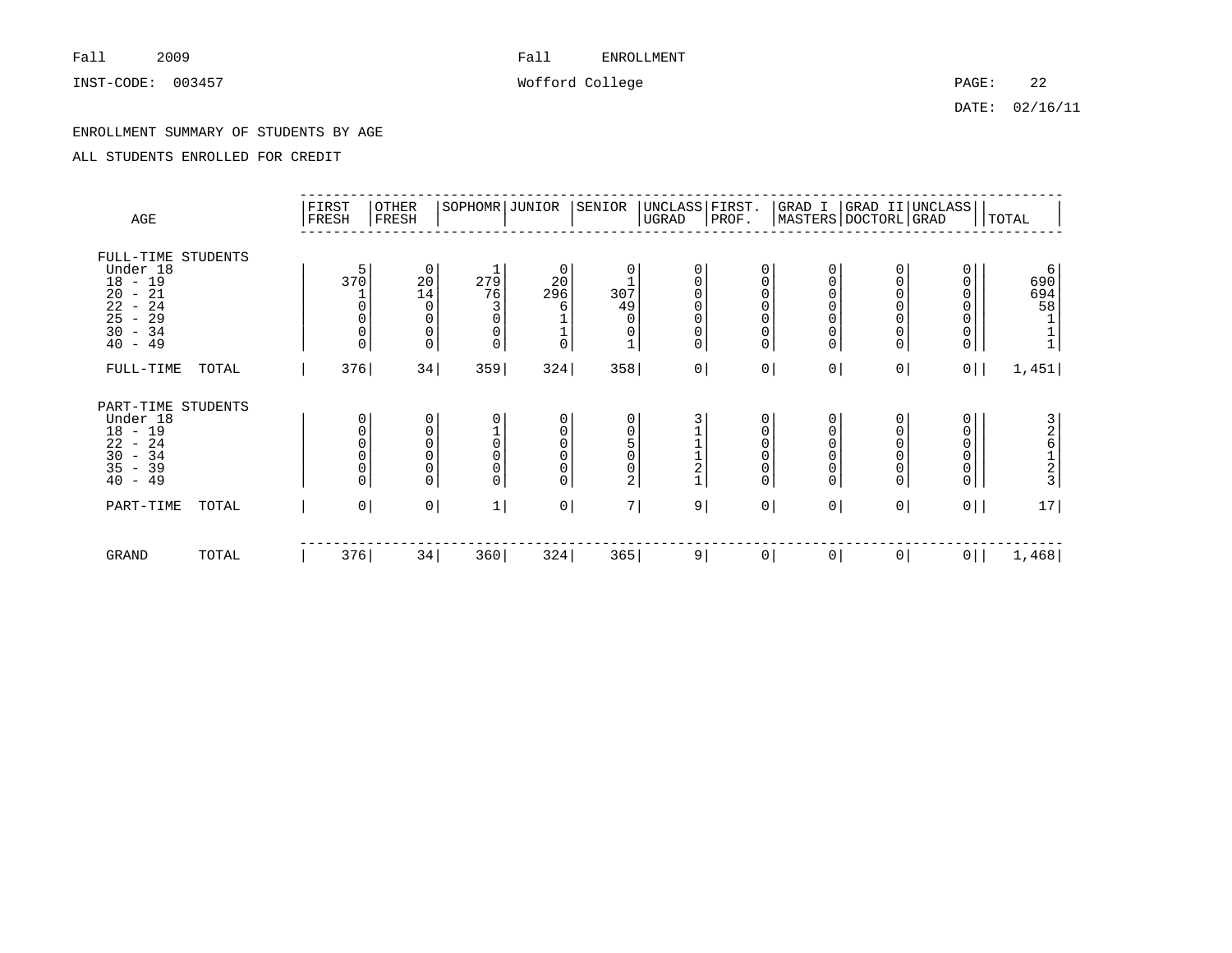Fall 2009 Fall ENROLLMENT

INST-CODE: 003457 Wofford College

DATE: 02/16/11

ENROLLMENT SUMMARY OF STUDENTS BY AGE

ALL STUDENTS ENROLLED FOR CREDIT

| AGE | FIRST FRESH | OTHER FRESH | SOPHOMR | JUNIOR | SENIOR | UNCLASS UGRAD | FIRST. PROF. | GRAD I MASTERS | GRAD II DOCTORL | UNCLASS GRAD | TOTAL |
|---|---|---|---|---|---|---|---|---|---|---|---|
| FULL-TIME STUDENTS | | | | | | | | | | | |
| Under 18 | 5 | 0 | 1 | 0 | 0 | 0 | 0 | 0 | 0 | 0 | 6 |
| 18 - 19 | 370 | 20 | 279 | 20 | 1 | 0 | 0 | 0 | 0 | 0 | 690 |
| 20 - 21 | 1 | 14 | 76 | 296 | 307 | 0 | 0 | 0 | 0 | 0 | 694 |
| 22 - 24 | 0 | 0 | 3 | 6 | 49 | 0 | 0 | 0 | 0 | 0 | 58 |
| 25 - 29 | 0 | 0 | 0 | 1 | 0 | 0 | 0 | 0 | 0 | 0 | 1 |
| 30 - 34 | 0 | 0 | 0 | 1 | 0 | 0 | 0 | 0 | 0 | 0 | 1 |
| 40 - 49 | 0 | 0 | 0 | 0 | 1 | 0 | 0 | 0 | 0 | 0 | 1 |
| FULL-TIME TOTAL | 376 | 34 | 359 | 324 | 358 | 0 | 0 | 0 | 0 | 0 | 1,451 |
| PART-TIME STUDENTS | | | | | | | | | | | |
| Under 18 | 0 | 0 | 0 | 0 | 0 | 3 | 0 | 0 | 0 | 0 | 3 |
| 18 - 19 | 0 | 0 | 1 | 0 | 0 | 1 | 0 | 0 | 0 | 0 | 2 |
| 22 - 24 | 0 | 0 | 0 | 0 | 5 | 1 | 0 | 0 | 0 | 0 | 6 |
| 30 - 34 | 0 | 0 | 0 | 0 | 0 | 1 | 0 | 0 | 0 | 0 | 1 |
| 35 - 39 | 0 | 0 | 0 | 0 | 0 | 2 | 0 | 0 | 0 | 0 | 2 |
| 40 - 49 | 0 | 0 | 0 | 0 | 2 | 1 | 0 | 0 | 0 | 0 | 3 |
| PART-TIME TOTAL | 0 | 0 | 1 | 0 | 7 | 9 | 0 | 0 | 0 | 0 | 17 |
| GRAND TOTAL | 376 | 34 | 360 | 324 | 365 | 9 | 0 | 0 | 0 | 0 | 1,468 |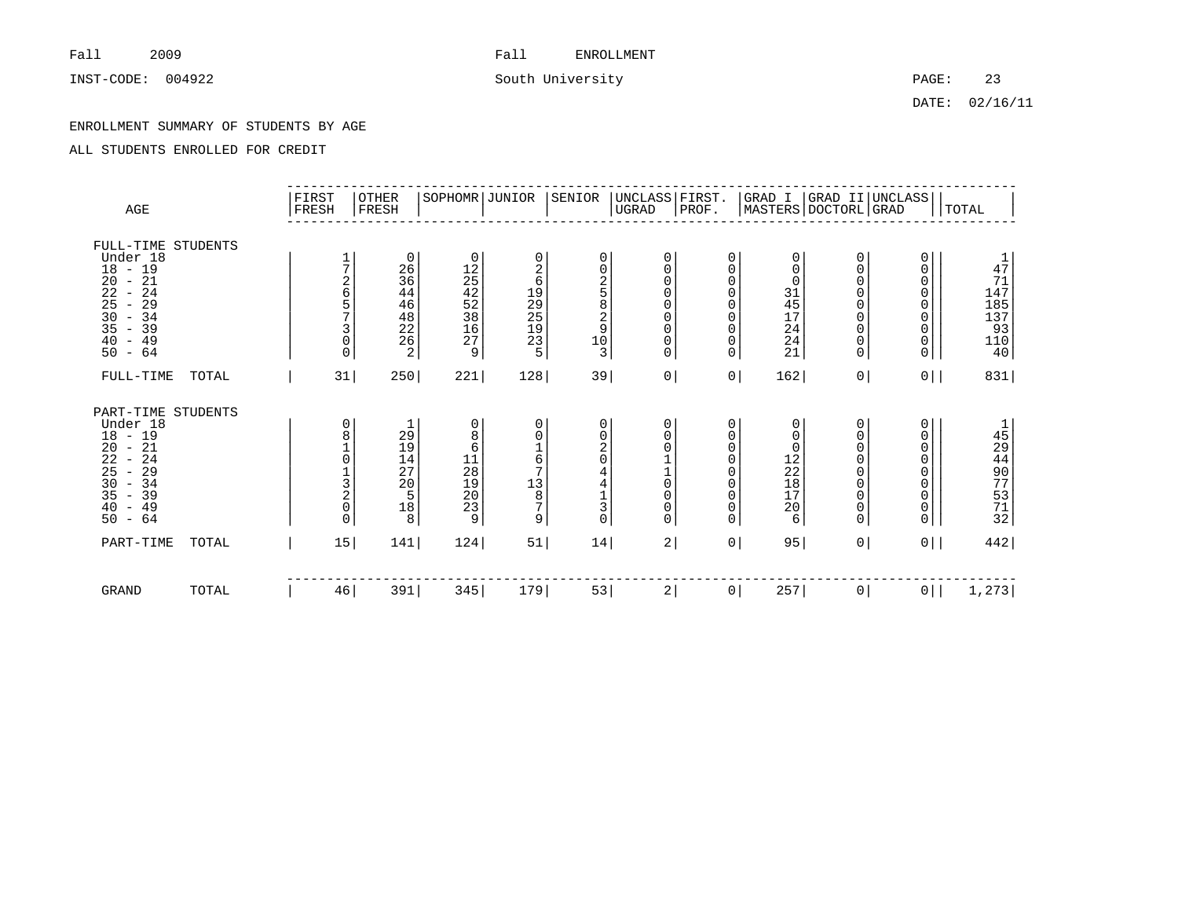Fall 2009 Fall ENROLLMENT

INST-CODE: 004922 South University

DATE: 02/16/11

ENROLLMENT SUMMARY OF STUDENTS BY AGE

ALL STUDENTS ENROLLED FOR CREDIT

| AGE | FIRST FRESH | OTHER FRESH | SOPHOMR | JUNIOR | SENIOR | UNCLASS UGRAD | FIRST. PROF. | GRAD I MASTERS | GRAD II DOCTORL | UNCLASS GRAD | TOTAL |
|---|---|---|---|---|---|---|---|---|---|---|---|
| **FULL-TIME STUDENTS** | | | | | | | | | | | |
| Under 18 | 1 | 0 | 0 | 0 | 0 | 0 | 0 | 0 | 0 | 0 | 1 |
| 18 - 19 | 7 | 26 | 12 | 2 | 0 | 0 | 0 | 0 | 0 | 0 | 47 |
| 20 - 21 | 2 | 36 | 25 | 6 | 2 | 0 | 0 | 0 | 0 | 0 | 71 |
| 22 - 24 | 6 | 44 | 42 | 19 | 5 | 0 | 0 | 31 | 0 | 0 | 147 |
| 25 - 29 | 5 | 46 | 52 | 29 | 8 | 0 | 0 | 45 | 0 | 0 | 185 |
| 30 - 34 | 7 | 48 | 38 | 25 | 2 | 0 | 0 | 17 | 0 | 0 | 137 |
| 35 - 39 | 3 | 22 | 16 | 19 | 9 | 0 | 0 | 24 | 0 | 0 | 93 |
| 40 - 49 | 0 | 26 | 27 | 23 | 10 | 0 | 0 | 24 | 0 | 0 | 110 |
| 50 - 64 | 0 | 2 | 9 | 5 | 3 | 0 | 0 | 21 | 0 | 0 | 40 |
| FULL-TIME TOTAL | 31 | 250 | 221 | 128 | 39 | 0 | 0 | 162 | 0 | 0 | 831 |
| **PART-TIME STUDENTS** | | | | | | | | | | | |
| Under 18 | 0 | 1 | 0 | 0 | 0 | 0 | 0 | 0 | 0 | 0 | 1 |
| 18 - 19 | 8 | 29 | 8 | 0 | 0 | 0 | 0 | 0 | 0 | 0 | 45 |
| 20 - 21 | 1 | 19 | 6 | 1 | 2 | 0 | 0 | 0 | 0 | 0 | 29 |
| 22 - 24 | 0 | 14 | 11 | 6 | 0 | 1 | 0 | 12 | 0 | 0 | 44 |
| 25 - 29 | 1 | 27 | 28 | 7 | 4 | 1 | 0 | 22 | 0 | 0 | 90 |
| 30 - 34 | 3 | 20 | 19 | 13 | 4 | 0 | 0 | 18 | 0 | 0 | 77 |
| 35 - 39 | 2 | 5 | 20 | 8 | 1 | 0 | 0 | 17 | 0 | 0 | 53 |
| 40 - 49 | 0 | 18 | 23 | 7 | 3 | 0 | 0 | 20 | 0 | 0 | 71 |
| 50 - 64 | 0 | 8 | 9 | 9 | 0 | 0 | 0 | 6 | 0 | 0 | 32 |
| PART-TIME TOTAL | 15 | 141 | 124 | 51 | 14 | 2 | 0 | 95 | 0 | 0 | 442 |
| GRAND TOTAL | 46 | 391 | 345 | 179 | 53 | 2 | 0 | 257 | 0 | 0 | 1,273 |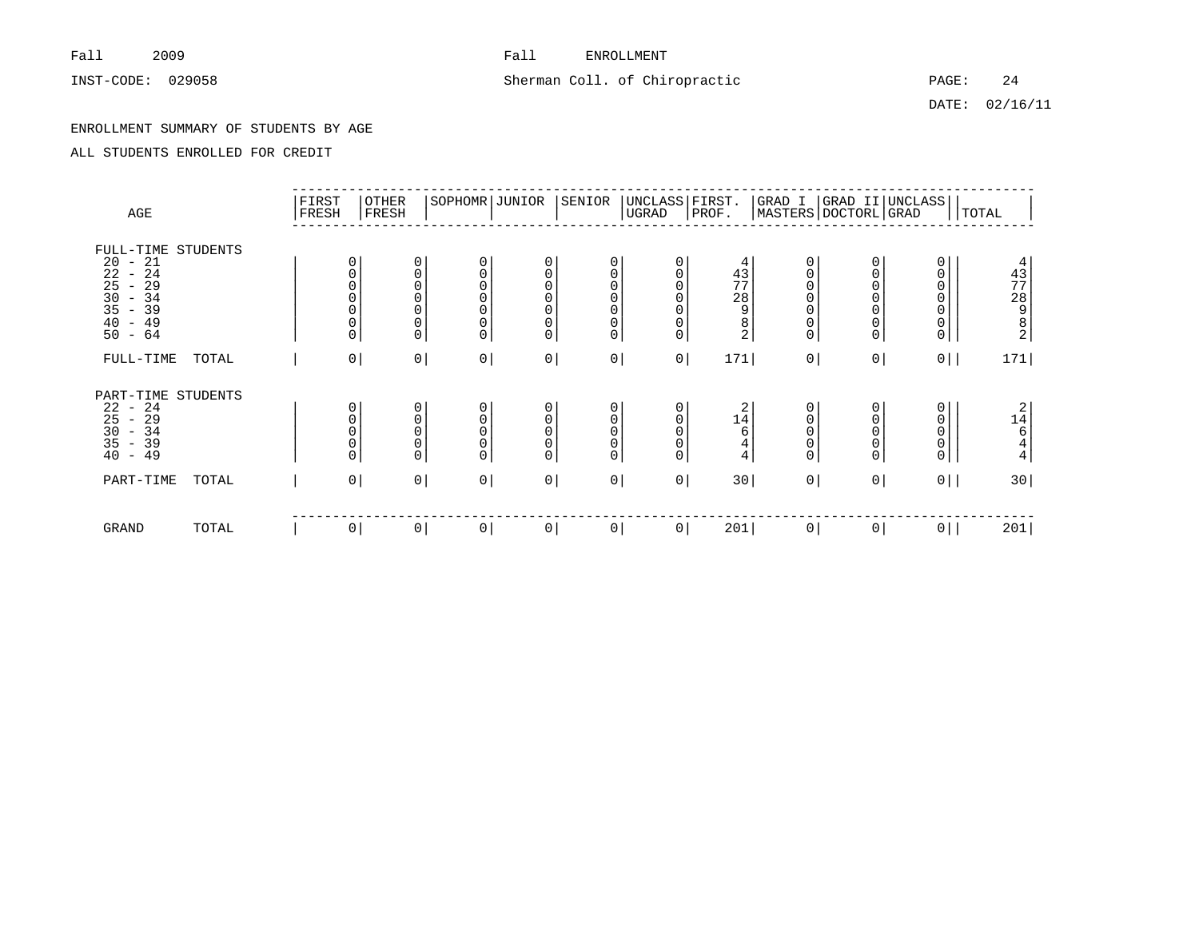Fall 2009 Fall ENROLLMENT

INST-CODE: 029058 Sherman Coll. of Chiropractic

DATE: 02/16/11

ENROLLMENT SUMMARY OF STUDENTS BY AGE

ALL STUDENTS ENROLLED FOR CREDIT

| AGE | FIRST FRESH | OTHER FRESH | SOPHOMR | JUNIOR | SENIOR | UNCLASS UGRAD | FIRST. PROF. | GRAD I MASTERS | GRAD II DOCTORL | UNCLASS GRAD | TOTAL |
|---|---|---|---|---|---|---|---|---|---|---|---|
| FULL-TIME STUDENTS | | | | | | | | | | | |
| 20 - 21 | 0 | 0 | 0 | 0 | 0 | 0 | 4 | 0 | 0 | 0 | 4 |
| 22 - 24 | 0 | 0 | 0 | 0 | 0 | 0 | 43 | 0 | 0 | 0 | 43 |
| 25 - 29 | 0 | 0 | 0 | 0 | 0 | 0 | 77 | 0 | 0 | 0 | 77 |
| 30 - 34 | 0 | 0 | 0 | 0 | 0 | 0 | 28 | 0 | 0 | 0 | 28 |
| 35 - 39 | 0 | 0 | 0 | 0 | 0 | 0 | 9 | 0 | 0 | 0 | 9 |
| 40 - 49 | 0 | 0 | 0 | 0 | 0 | 0 | 8 | 0 | 0 | 0 | 8 |
| 50 - 64 | 0 | 0 | 0 | 0 | 0 | 0 | 2 | 0 | 0 | 0 | 2 |
| FULL-TIME TOTAL | 0 | 0 | 0 | 0 | 0 | 0 | 171 | 0 | 0 | 0 | 171 |
| PART-TIME STUDENTS | | | | | | | | | | | |
| 22 - 24 | 0 | 0 | 0 | 0 | 0 | 0 | 2 | 0 | 0 | 0 | 2 |
| 25 - 29 | 0 | 0 | 0 | 0 | 0 | 0 | 14 | 0 | 0 | 0 | 14 |
| 30 - 34 | 0 | 0 | 0 | 0 | 0 | 0 | 6 | 0 | 0 | 0 | 6 |
| 35 - 39 | 0 | 0 | 0 | 0 | 0 | 0 | 4 | 0 | 0 | 0 | 4 |
| 40 - 49 | 0 | 0 | 0 | 0 | 0 | 0 | 4 | 0 | 0 | 0 | 4 |
| PART-TIME TOTAL | 0 | 0 | 0 | 0 | 0 | 0 | 30 | 0 | 0 | 0 | 30 |
| GRAND TOTAL | 0 | 0 | 0 | 0 | 0 | 0 | 201 | 0 | 0 | 0 | 201 |